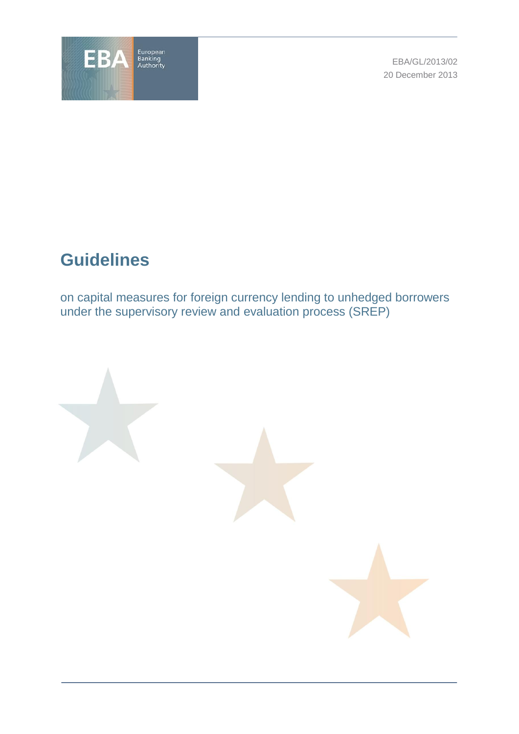EBA/GL/2013/02

20 December 2013

# Guidelines

on capital measures for foreign currency lending to unhedged borrowers under the supervisory review and evaluation process (SREP)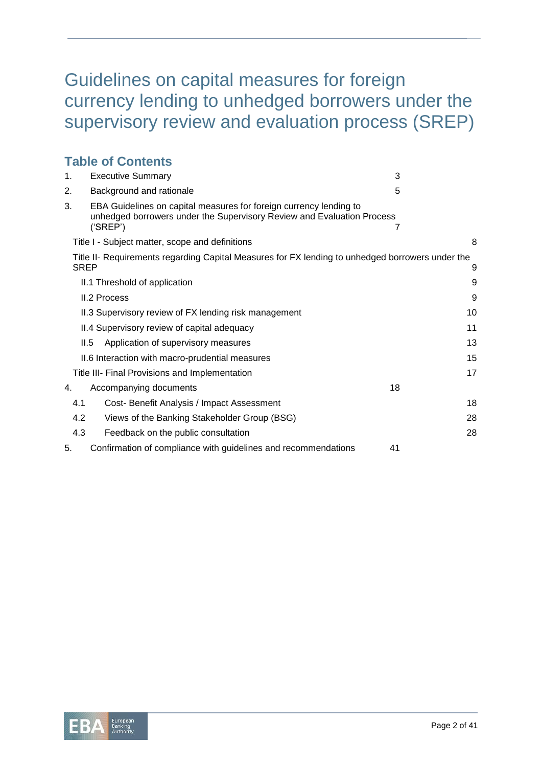# Guidelines on capital measures for foreign currency lending to unhedged borrowers under the supervisory review and evaluation process (SREP)

## Table of Contents

| | | |
|---|---|---|
| 1. | Executive Summary | 3 |
| 2. | Background and rationale | 5 |
| 3. | EBA Guidelines on capital measures for foreign currency lending to unhedged borrowers under the Supervisory Review and Evaluation Process ('SREP') | 7 |
| | Title I - Subject matter, scope and definitions | 8 |
| | Title II- Requirements regarding Capital Measures for FX lending to unhedged borrowers under the SREP | 9 |
| | II.1 Threshold of application | 9 |
| | II.2 Process | 9 |
| | II.3 Supervisory review of FX lending risk management | 10 |
| | II.4 Supervisory review of capital adequacy | 11 |
| | II.5 Application of supervisory measures | 13 |
| | II.6 Interaction with macro-prudential measures | 15 |
| | Title III- Final Provisions and Implementation | 17 |
| 4. | Accompanying documents | 18 |
| 4.1 | Cost- Benefit Analysis / Impact Assessment | 18 |
| 4.2 | Views of the Banking Stakeholder Group (BSG) | 28 |
| 4.3 | Feedback on the public consultation | 28 |
| 5. | Confirmation of compliance with guidelines and recommendations | 41 |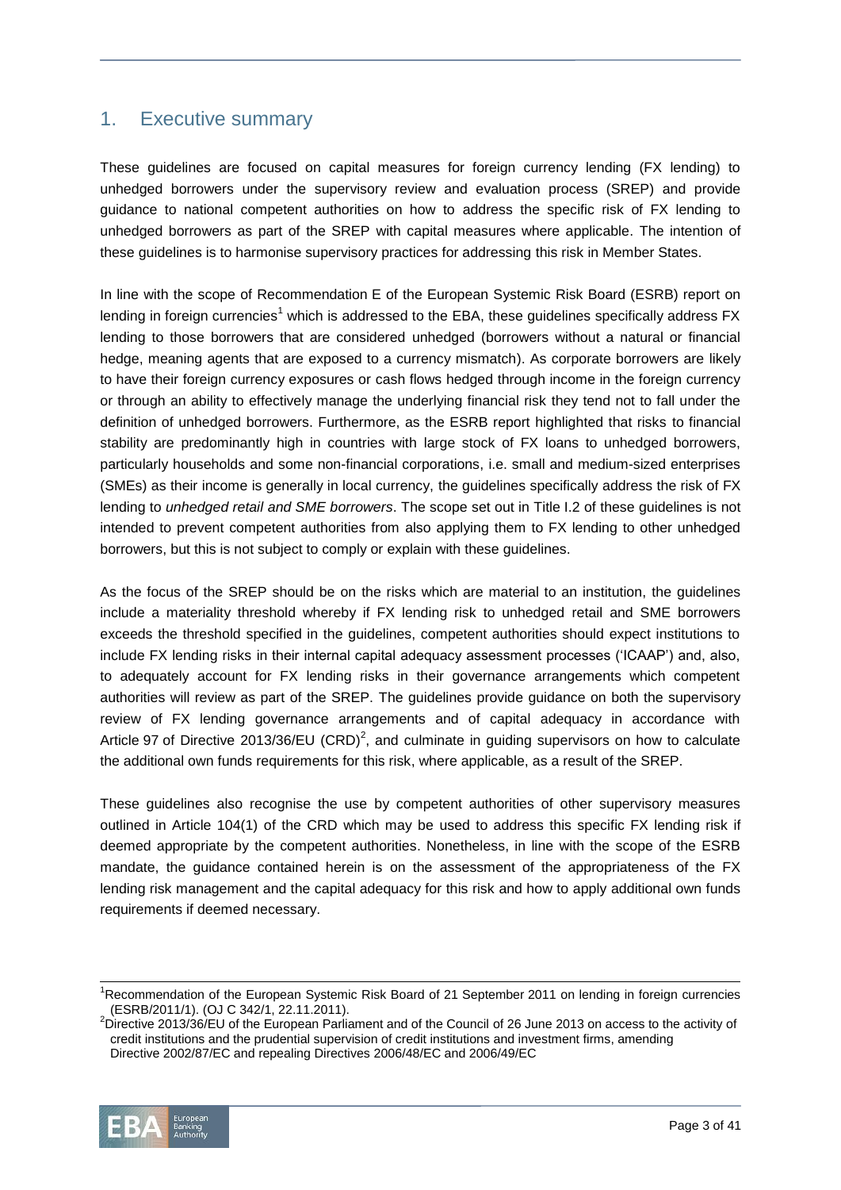# 1. Executive summary

These guidelines are focused on capital measures for foreign currency lending (FX lending) to unhedged borrowers under the supervisory review and evaluation process (SREP) and provide guidance to national competent authorities on how to address the specific risk of FX lending to unhedged borrowers as part of the SREP with capital measures where applicable. The intention of these guidelines is to harmonise supervisory practices for addressing this risk in Member States.

In line with the scope of Recommendation E of the European Systemic Risk Board (ESRB) report on lending in foreign currencies[1] which is addressed to the EBA, these guidelines specifically address FX lending to those borrowers that are considered unhedged (borrowers without a natural or financial hedge, meaning agents that are exposed to a currency mismatch). As corporate borrowers are likely to have their foreign currency exposures or cash flows hedged through income in the foreign currency or through an ability to effectively manage the underlying financial risk they tend not to fall under the definition of unhedged borrowers. Furthermore, as the ESRB report highlighted that risks to financial stability are predominantly high in countries with large stock of FX loans to unhedged borrowers, particularly households and some non-financial corporations, i.e. small and medium-sized enterprises (SMEs) as their income is generally in local currency, the guidelines specifically address the risk of FX lending to *unhedged retail and SME borrowers*. The scope set out in Title I.2 of these guidelines is not intended to prevent competent authorities from also applying them to FX lending to other unhedged borrowers, but this is not subject to comply or explain with these guidelines.

As the focus of the SREP should be on the risks which are material to an institution, the guidelines include a materiality threshold whereby if FX lending risk to unhedged retail and SME borrowers exceeds the threshold specified in the guidelines, competent authorities should expect institutions to include FX lending risks in their internal capital adequacy assessment processes ('ICAAP') and, also, to adequately account for FX lending risks in their governance arrangements which competent authorities will review as part of the SREP. The guidelines provide guidance on both the supervisory review of FX lending governance arrangements and of capital adequacy in accordance with Article 97 of Directive 2013/36/EU (CRD)[2], and culminate in guiding supervisors on how to calculate the additional own funds requirements for this risk, where applicable, as a result of the SREP.

These guidelines also recognise the use by competent authorities of other supervisory measures outlined in Article 104(1) of the CRD which may be used to address this specific FX lending risk if deemed appropriate by the competent authorities. Nonetheless, in line with the scope of the ESRB mandate, the guidance contained herein is on the assessment of the appropriateness of the FX lending risk management and the capital adequacy for this risk and how to apply additional own funds requirements if deemed necessary.

---

[1] Recommendation of the European Systemic Risk Board of 21 September 2011 on lending in foreign currencies (ESRB/2011/1). (OJ C 342/1, 22.11.2011).

[2] Directive 2013/36/EU of the European Parliament and of the Council of 26 June 2013 on access to the activity of credit institutions and the prudential supervision of credit institutions and investment firms, amending Directive 2002/87/EC and repealing Directives 2006/48/EC and 2006/49/EC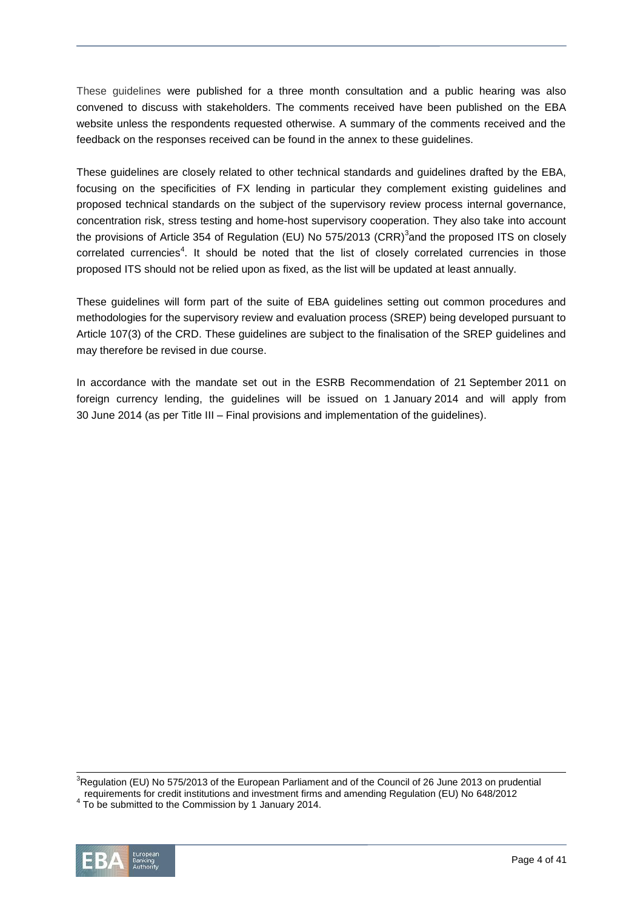These guidelines were published for a three month consultation and a public hearing was also convened to discuss with stakeholders. The comments received have been published on the EBA website unless the respondents requested otherwise. A summary of the comments received and the feedback on the responses received can be found in the annex to these guidelines.

These guidelines are closely related to other technical standards and guidelines drafted by the EBA, focusing on the specificities of FX lending in particular they complement existing guidelines and proposed technical standards on the subject of the supervisory review process internal governance, concentration risk, stress testing and home-host supervisory cooperation. They also take into account the provisions of Article 354 of Regulation (EU) No 575/2013 (CRR)[3]and the proposed ITS on closely correlated currencies[4]. It should be noted that the list of closely correlated currencies in those proposed ITS should not be relied upon as fixed, as the list will be updated at least annually.

These guidelines will form part of the suite of EBA guidelines setting out common procedures and methodologies for the supervisory review and evaluation process (SREP) being developed pursuant to Article 107(3) of the CRD. These guidelines are subject to the finalisation of the SREP guidelines and may therefore be revised in due course.

In accordance with the mandate set out in the ESRB Recommendation of 21 September 2011 on foreign currency lending, the guidelines will be issued on 1 January 2014 and will apply from 30 June 2014 (as per Title III – Final provisions and implementation of the guidelines).

[3]Regulation (EU) No 575/2013 of the European Parliament and of the Council of 26 June 2013 on prudential requirements for credit institutions and investment firms and amending Regulation (EU) No 648/2012

[4] To be submitted to the Commission by 1 January 2014.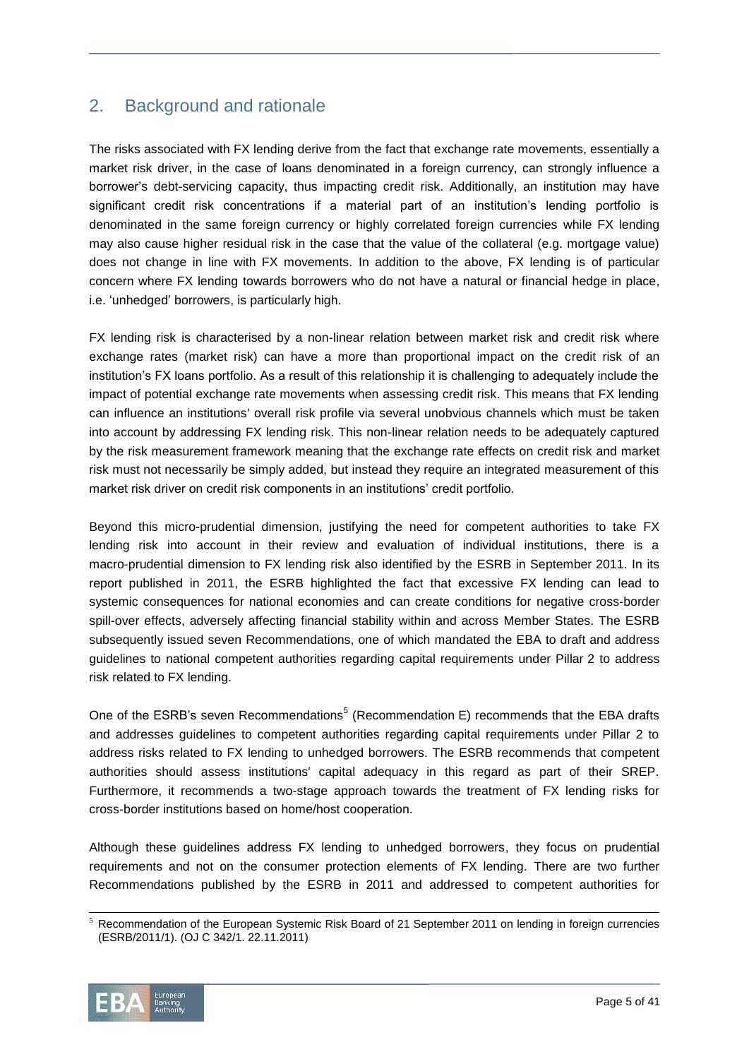## 2. Background and rationale

The risks associated with FX lending derive from the fact that exchange rate movements, essentially a market risk driver, in the case of loans denominated in a foreign currency, can strongly influence a borrower's debt-servicing capacity, thus impacting credit risk. Additionally, an institution may have significant credit risk concentrations if a material part of an institution's lending portfolio is denominated in the same foreign currency or highly correlated foreign currencies while FX lending may also cause higher residual risk in the case that the value of the collateral (e.g. mortgage value) does not change in line with FX movements. In addition to the above, FX lending is of particular concern where FX lending towards borrowers who do not have a natural or financial hedge in place, i.e. 'unhedged' borrowers, is particularly high.

FX lending risk is characterised by a non-linear relation between market risk and credit risk where exchange rates (market risk) can have a more than proportional impact on the credit risk of an institution's FX loans portfolio. As a result of this relationship it is challenging to adequately include the impact of potential exchange rate movements when assessing credit risk. This means that FX lending can influence an institutions' overall risk profile via several unobvious channels which must be taken into account by addressing FX lending risk. This non-linear relation needs to be adequately captured by the risk measurement framework meaning that the exchange rate effects on credit risk and market risk must not necessarily be simply added, but instead they require an integrated measurement of this market risk driver on credit risk components in an institutions' credit portfolio.

Beyond this micro-prudential dimension, justifying the need for competent authorities to take FX lending risk into account in their review and evaluation of individual institutions, there is a macro-prudential dimension to FX lending risk also identified by the ESRB in September 2011. In its report published in 2011, the ESRB highlighted the fact that excessive FX lending can lead to systemic consequences for national economies and can create conditions for negative cross-border spill-over effects, adversely affecting financial stability within and across Member States. The ESRB subsequently issued seven Recommendations, one of which mandated the EBA to draft and address guidelines to national competent authorities regarding capital requirements under Pillar 2 to address risk related to FX lending.

One of the ESRB's seven Recommendations[5] (Recommendation E) recommends that the EBA drafts and addresses guidelines to competent authorities regarding capital requirements under Pillar 2 to address risks related to FX lending to unhedged borrowers. The ESRB recommends that competent authorities should assess institutions' capital adequacy in this regard as part of their SREP. Furthermore, it recommends a two-stage approach towards the treatment of FX lending risks for cross-border institutions based on home/host cooperation.

Although these guidelines address FX lending to unhedged borrowers, they focus on prudential requirements and not on the consumer protection elements of FX lending. There are two further Recommendations published by the ESRB in 2011 and addressed to competent authorities for

[5] Recommendation of the European Systemic Risk Board of 21 September 2011 on lending in foreign currencies (ESRB/2011/1). (OJ C 342/1. 22.11.2011)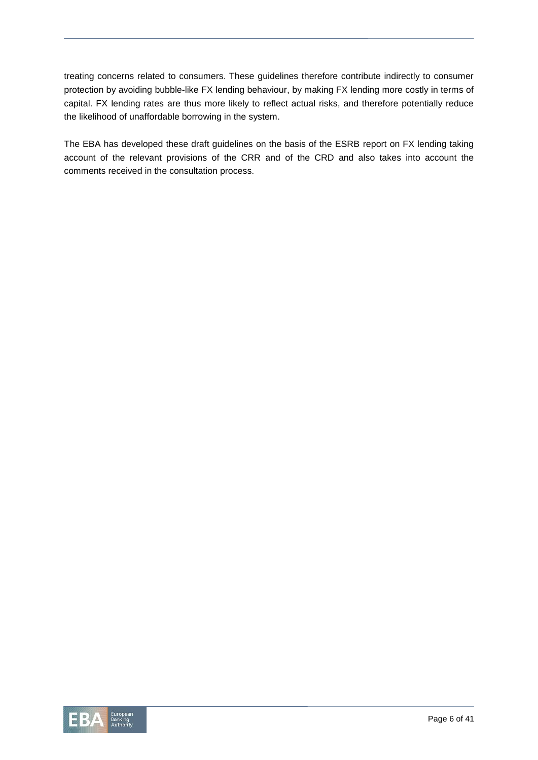treating concerns related to consumers. These guidelines therefore contribute indirectly to consumer protection by avoiding bubble-like FX lending behaviour, by making FX lending more costly in terms of capital. FX lending rates are thus more likely to reflect actual risks, and therefore potentially reduce the likelihood of unaffordable borrowing in the system.

The EBA has developed these draft guidelines on the basis of the ESRB report on FX lending taking account of the relevant provisions of the CRR and of the CRD and also takes into account the comments received in the consultation process.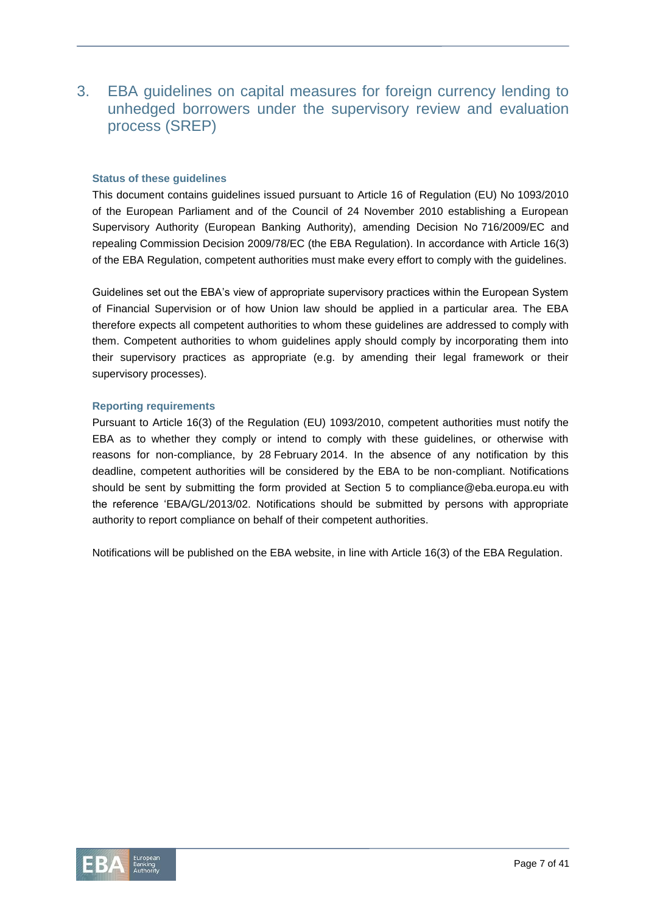# 3. EBA guidelines on capital measures for foreign currency lending to unhedged borrowers under the supervisory review and evaluation process (SREP)

### Status of these guidelines

This document contains guidelines issued pursuant to Article 16 of Regulation (EU) No 1093/2010 of the European Parliament and of the Council of 24 November 2010 establishing a European Supervisory Authority (European Banking Authority), amending Decision No 716/2009/EC and repealing Commission Decision 2009/78/EC (the EBA Regulation). In accordance with Article 16(3) of the EBA Regulation, competent authorities must make every effort to comply with the guidelines.

Guidelines set out the EBA's view of appropriate supervisory practices within the European System of Financial Supervision or of how Union law should be applied in a particular area. The EBA therefore expects all competent authorities to whom these guidelines are addressed to comply with them. Competent authorities to whom guidelines apply should comply by incorporating them into their supervisory practices as appropriate (e.g. by amending their legal framework or their supervisory processes).

### Reporting requirements

Pursuant to Article 16(3) of the Regulation (EU) 1093/2010, competent authorities must notify the EBA as to whether they comply or intend to comply with these guidelines, or otherwise with reasons for non-compliance, by 28 February 2014. In the absence of any notification by this deadline, competent authorities will be considered by the EBA to be non-compliant. Notifications should be sent by submitting the form provided at Section 5 to compliance@eba.europa.eu with the reference 'EBA/GL/2013/02. Notifications should be submitted by persons with appropriate authority to report compliance on behalf of their competent authorities.

Notifications will be published on the EBA website, in line with Article 16(3) of the EBA Regulation.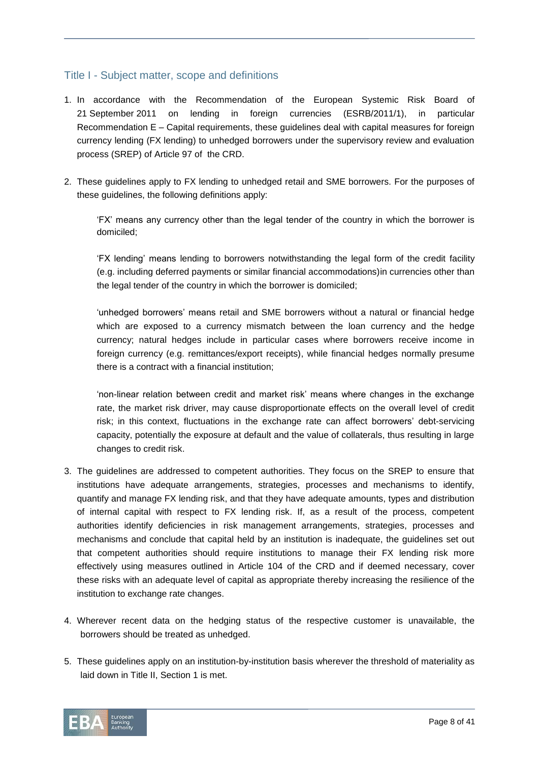## Title I - Subject matter, scope and definitions

1. In accordance with the Recommendation of the European Systemic Risk Board of 21 September 2011 on lending in foreign currencies (ESRB/2011/1), in particular Recommendation E – Capital requirements, these guidelines deal with capital measures for foreign currency lending (FX lending) to unhedged borrowers under the supervisory review and evaluation process (SREP) of Article 97 of the CRD.

2. These guidelines apply to FX lending to unhedged retail and SME borrowers. For the purposes of these guidelines, the following definitions apply:

   'FX' means any currency other than the legal tender of the country in which the borrower is domiciled;

   'FX lending' means lending to borrowers notwithstanding the legal form of the credit facility (e.g. including deferred payments or similar financial accommodations)in currencies other than the legal tender of the country in which the borrower is domiciled;

   'unhedged borrowers' means retail and SME borrowers without a natural or financial hedge which are exposed to a currency mismatch between the loan currency and the hedge currency; natural hedges include in particular cases where borrowers receive income in foreign currency (e.g. remittances/export receipts), while financial hedges normally presume there is a contract with a financial institution;

   'non-linear relation between credit and market risk' means where changes in the exchange rate, the market risk driver, may cause disproportionate effects on the overall level of credit risk; in this context, fluctuations in the exchange rate can affect borrowers' debt-servicing capacity, potentially the exposure at default and the value of collaterals, thus resulting in large changes to credit risk.

3. The guidelines are addressed to competent authorities. They focus on the SREP to ensure that institutions have adequate arrangements, strategies, processes and mechanisms to identify, quantify and manage FX lending risk, and that they have adequate amounts, types and distribution of internal capital with respect to FX lending risk. If, as a result of the process, competent authorities identify deficiencies in risk management arrangements, strategies, processes and mechanisms and conclude that capital held by an institution is inadequate, the guidelines set out that competent authorities should require institutions to manage their FX lending risk more effectively using measures outlined in Article 104 of the CRD and if deemed necessary, cover these risks with an adequate level of capital as appropriate thereby increasing the resilience of the institution to exchange rate changes.

4. Wherever recent data on the hedging status of the respective customer is unavailable, the borrowers should be treated as unhedged.

5. These guidelines apply on an institution-by-institution basis wherever the threshold of materiality as laid down in Title II, Section 1 is met.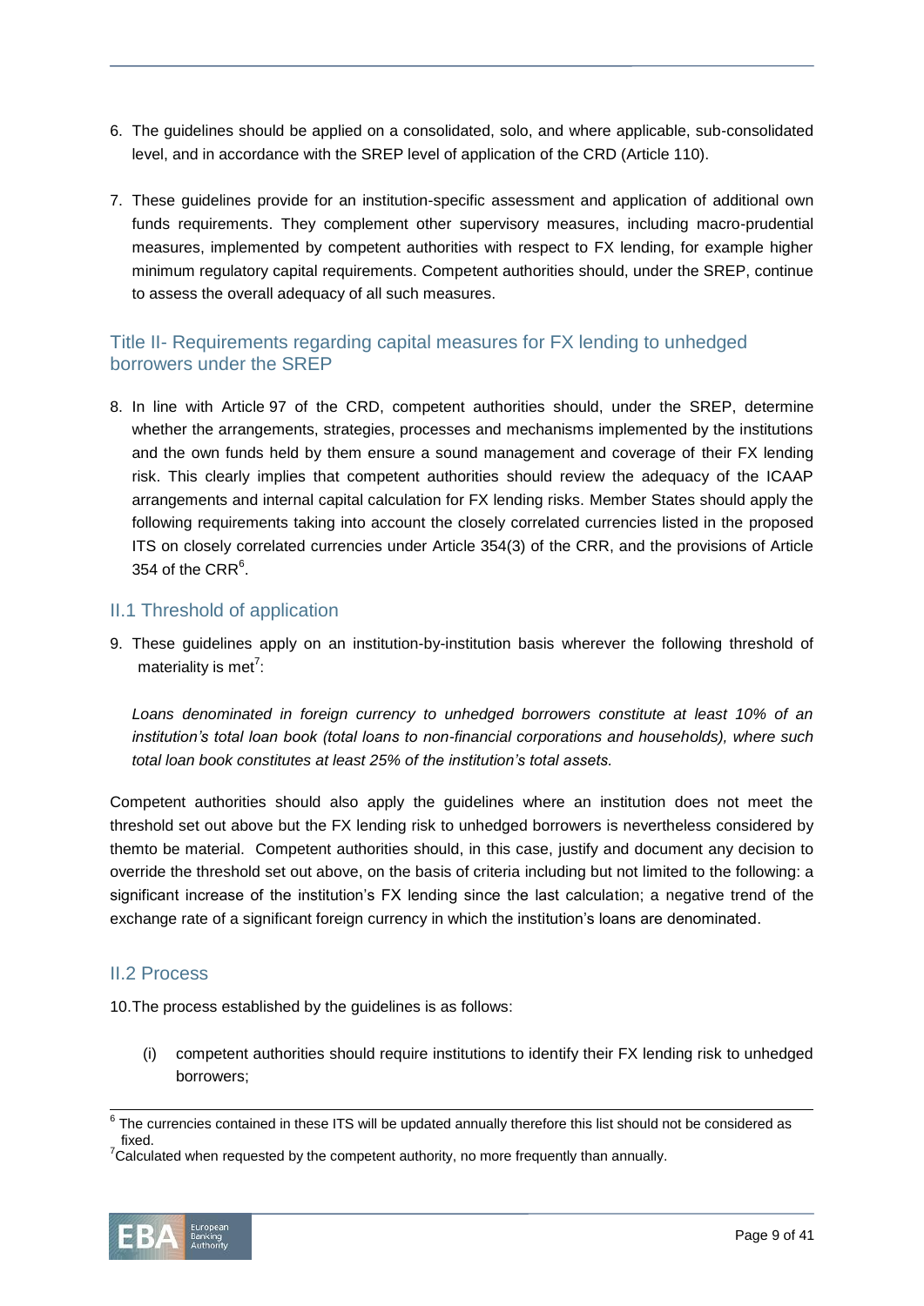6. The guidelines should be applied on a consolidated, solo, and where applicable, sub-consolidated level, and in accordance with the SREP level of application of the CRD (Article 110).

7. These guidelines provide for an institution-specific assessment and application of additional own funds requirements. They complement other supervisory measures, including macro-prudential measures, implemented by competent authorities with respect to FX lending, for example higher minimum regulatory capital requirements. Competent authorities should, under the SREP, continue to assess the overall adequacy of all such measures.

## Title II- Requirements regarding capital measures for FX lending to unhedged borrowers under the SREP

8. In line with Article 97 of the CRD, competent authorities should, under the SREP, determine whether the arrangements, strategies, processes and mechanisms implemented by the institutions and the own funds held by them ensure a sound management and coverage of their FX lending risk. This clearly implies that competent authorities should review the adequacy of the ICAAP arrangements and internal capital calculation for FX lending risks. Member States should apply the following requirements taking into account the closely correlated currencies listed in the proposed ITS on closely correlated currencies under Article 354(3) of the CRR, and the provisions of Article 354 of the CRR[6].

### II.1 Threshold of application

9. These guidelines apply on an institution-by-institution basis wherever the following threshold of materiality is met[7]:

   *Loans denominated in foreign currency to unhedged borrowers constitute at least 10% of an institution's total loan book (total loans to non-financial corporations and households), where such total loan book constitutes at least 25% of the institution's total assets.*

Competent authorities should also apply the guidelines where an institution does not meet the threshold set out above but the FX lending risk to unhedged borrowers is nevertheless considered by themto be material. Competent authorities should, in this case, justify and document any decision to override the threshold set out above, on the basis of criteria including but not limited to the following: a significant increase of the institution's FX lending since the last calculation; a negative trend of the exchange rate of a significant foreign currency in which the institution's loans are denominated.

### II.2 Process

10. The process established by the guidelines is as follows:

   (i) competent authorities should require institutions to identify their FX lending risk to unhedged borrowers;

---

[6] The currencies contained in these ITS will be updated annually therefore this list should not be considered as fixed.

[7] Calculated when requested by the competent authority, no more frequently than annually.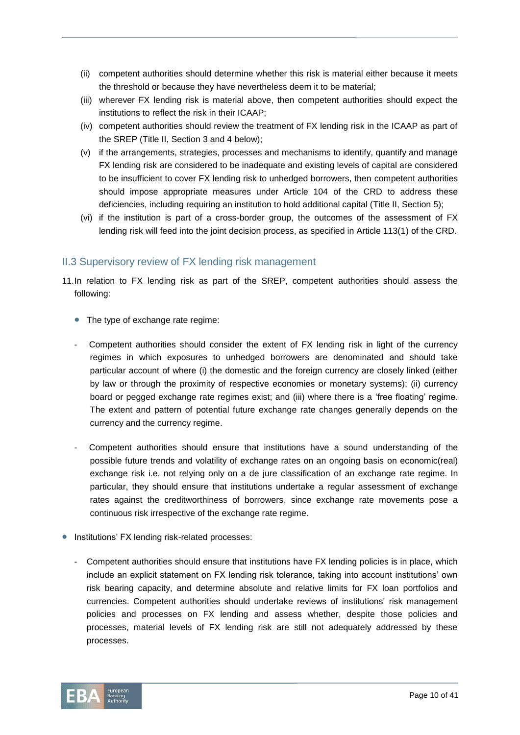(ii) competent authorities should determine whether this risk is material either because it meets the threshold or because they have nevertheless deem it to be material;

(iii) wherever FX lending risk is material above, then competent authorities should expect the institutions to reflect the risk in their ICAAP;

(iv) competent authorities should review the treatment of FX lending risk in the ICAAP as part of the SREP (Title II, Section 3 and 4 below);

(v) if the arrangements, strategies, processes and mechanisms to identify, quantify and manage FX lending risk are considered to be inadequate and existing levels of capital are considered to be insufficient to cover FX lending risk to unhedged borrowers, then competent authorities should impose appropriate measures under Article 104 of the CRD to address these deficiencies, including requiring an institution to hold additional capital (Title II, Section 5);

(vi) if the institution is part of a cross-border group, the outcomes of the assessment of FX lending risk will feed into the joint decision process, as specified in Article 113(1) of the CRD.

## II.3 Supervisory review of FX lending risk management

11. In relation to FX lending risk as part of the SREP, competent authorities should assess the following:

- The type of exchange rate regime:

  - Competent authorities should consider the extent of FX lending risk in light of the currency regimes in which exposures to unhedged borrowers are denominated and should take particular account of where (i) the domestic and the foreign currency are closely linked (either by law or through the proximity of respective economies or monetary systems); (ii) currency board or pegged exchange rate regimes exist; and (iii) where there is a 'free floating' regime. The extent and pattern of potential future exchange rate changes generally depends on the currency and the currency regime.

  - Competent authorities should ensure that institutions have a sound understanding of the possible future trends and volatility of exchange rates on an ongoing basis on economic(real) exchange risk i.e. not relying only on a de jure classification of an exchange rate regime. In particular, they should ensure that institutions undertake a regular assessment of exchange rates against the creditworthiness of borrowers, since exchange rate movements pose a continuous risk irrespective of the exchange rate regime.

- Institutions' FX lending risk-related processes:

  - Competent authorities should ensure that institutions have FX lending policies is in place, which include an explicit statement on FX lending risk tolerance, taking into account institutions' own risk bearing capacity, and determine absolute and relative limits for FX loan portfolios and currencies. Competent authorities should undertake reviews of institutions' risk management policies and processes on FX lending and assess whether, despite those policies and processes, material levels of FX lending risk are still not adequately addressed by these processes.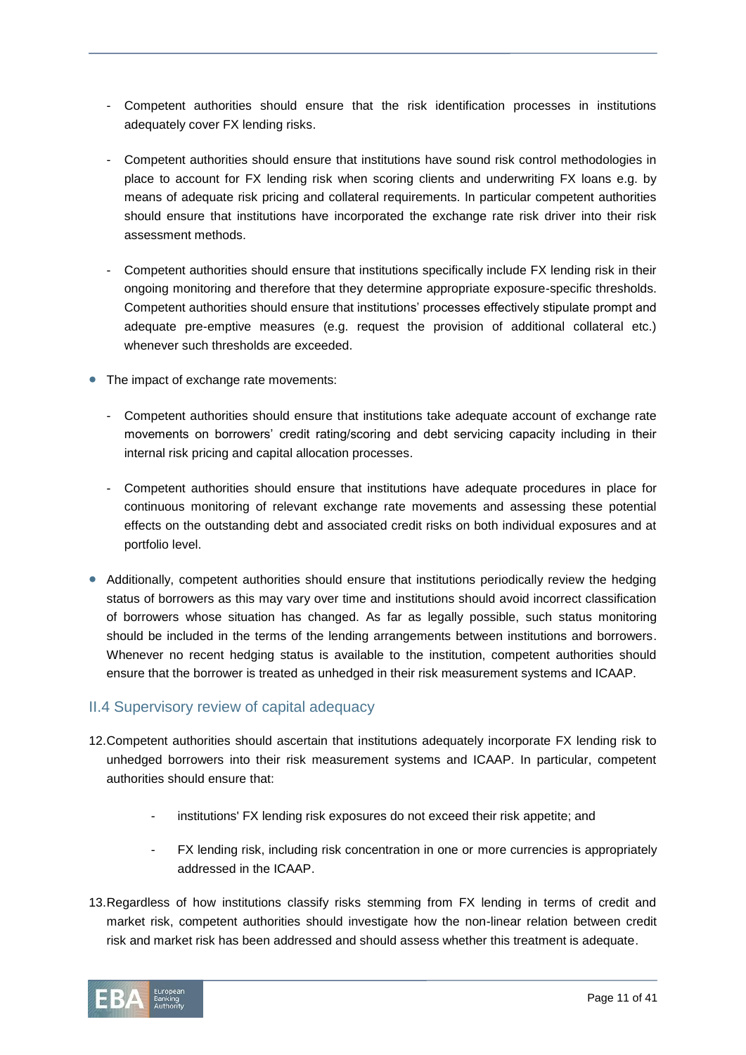- Competent authorities should ensure that the risk identification processes in institutions adequately cover FX lending risks.

  - Competent authorities should ensure that institutions have sound risk control methodologies in place to account for FX lending risk when scoring clients and underwriting FX loans e.g. by means of adequate risk pricing and collateral requirements. In particular competent authorities should ensure that institutions have incorporated the exchange rate risk driver into their risk assessment methods.

  - Competent authorities should ensure that institutions specifically include FX lending risk in their ongoing monitoring and therefore that they determine appropriate exposure-specific thresholds. Competent authorities should ensure that institutions' processes effectively stipulate prompt and adequate pre-emptive measures (e.g. request the provision of additional collateral etc.) whenever such thresholds are exceeded.

- The impact of exchange rate movements:

  - Competent authorities should ensure that institutions take adequate account of exchange rate movements on borrowers' credit rating/scoring and debt servicing capacity including in their internal risk pricing and capital allocation processes.

  - Competent authorities should ensure that institutions have adequate procedures in place for continuous monitoring of relevant exchange rate movements and assessing these potential effects on the outstanding debt and associated credit risks on both individual exposures and at portfolio level.

- Additionally, competent authorities should ensure that institutions periodically review the hedging status of borrowers as this may vary over time and institutions should avoid incorrect classification of borrowers whose situation has changed. As far as legally possible, such status monitoring should be included in the terms of the lending arrangements between institutions and borrowers. Whenever no recent hedging status is available to the institution, competent authorities should ensure that the borrower is treated as unhedged in their risk measurement systems and ICAAP.

## II.4 Supervisory review of capital adequacy

12. Competent authorities should ascertain that institutions adequately incorporate FX lending risk to unhedged borrowers into their risk measurement systems and ICAAP. In particular, competent authorities should ensure that:

    - institutions' FX lending risk exposures do not exceed their risk appetite; and

    - FX lending risk, including risk concentration in one or more currencies is appropriately addressed in the ICAAP.

13. Regardless of how institutions classify risks stemming from FX lending in terms of credit and market risk, competent authorities should investigate how the non-linear relation between credit risk and market risk has been addressed and should assess whether this treatment is adequate.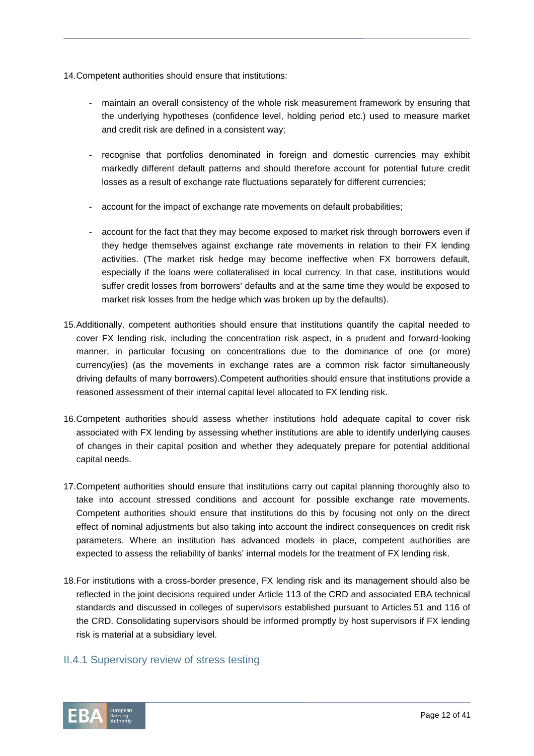14. Competent authorities should ensure that institutions:

- maintain an overall consistency of the whole risk measurement framework by ensuring that the underlying hypotheses (confidence level, holding period etc.) used to measure market and credit risk are defined in a consistent way;

- recognise that portfolios denominated in foreign and domestic currencies may exhibit markedly different default patterns and should therefore account for potential future credit losses as a result of exchange rate fluctuations separately for different currencies;

- account for the impact of exchange rate movements on default probabilities;

- account for the fact that they may become exposed to market risk through borrowers even if they hedge themselves against exchange rate movements in relation to their FX lending activities. (The market risk hedge may become ineffective when FX borrowers default, especially if the loans were collateralised in local currency. In that case, institutions would suffer credit losses from borrowers' defaults and at the same time they would be exposed to market risk losses from the hedge which was broken up by the defaults).

15. Additionally, competent authorities should ensure that institutions quantify the capital needed to cover FX lending risk, including the concentration risk aspect, in a prudent and forward-looking manner, in particular focusing on concentrations due to the dominance of one (or more) currency(ies) (as the movements in exchange rates are a common risk factor simultaneously driving defaults of many borrowers).Competent authorities should ensure that institutions provide a reasoned assessment of their internal capital level allocated to FX lending risk.

16. Competent authorities should assess whether institutions hold adequate capital to cover risk associated with FX lending by assessing whether institutions are able to identify underlying causes of changes in their capital position and whether they adequately prepare for potential additional capital needs.

17. Competent authorities should ensure that institutions carry out capital planning thoroughly also to take into account stressed conditions and account for possible exchange rate movements. Competent authorities should ensure that institutions do this by focusing not only on the direct effect of nominal adjustments but also taking into account the indirect consequences on credit risk parameters. Where an institution has advanced models in place, competent authorities are expected to assess the reliability of banks' internal models for the treatment of FX lending risk.

18. For institutions with a cross-border presence, FX lending risk and its management should also be reflected in the joint decisions required under Article 113 of the CRD and associated EBA technical standards and discussed in colleges of supervisors established pursuant to Articles 51 and 116 of the CRD. Consolidating supervisors should be informed promptly by host supervisors if FX lending risk is material at a subsidiary level.

### II.4.1 Supervisory review of stress testing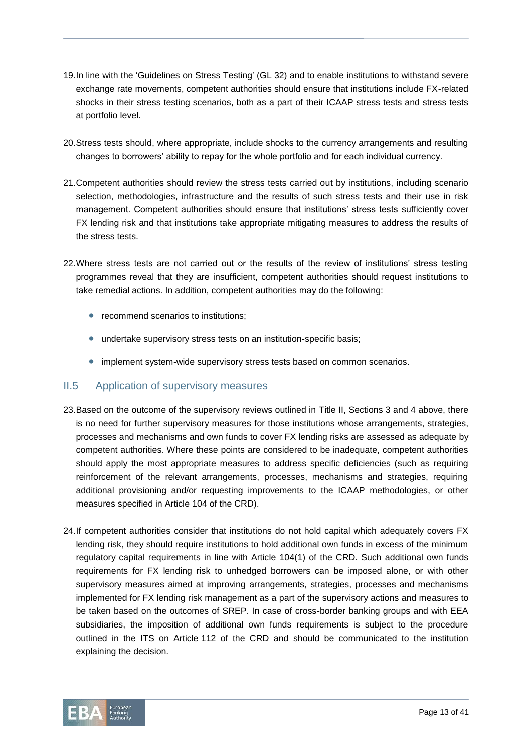19. In line with the 'Guidelines on Stress Testing' (GL 32) and to enable institutions to withstand severe exchange rate movements, competent authorities should ensure that institutions include FX-related shocks in their stress testing scenarios, both as a part of their ICAAP stress tests and stress tests at portfolio level.

20. Stress tests should, where appropriate, include shocks to the currency arrangements and resulting changes to borrowers' ability to repay for the whole portfolio and for each individual currency.

21. Competent authorities should review the stress tests carried out by institutions, including scenario selection, methodologies, infrastructure and the results of such stress tests and their use in risk management. Competent authorities should ensure that institutions' stress tests sufficiently cover FX lending risk and that institutions take appropriate mitigating measures to address the results of the stress tests.

22. Where stress tests are not carried out or the results of the review of institutions' stress testing programmes reveal that they are insufficient, competent authorities should request institutions to take remedial actions. In addition, competent authorities may do the following:

   - recommend scenarios to institutions;
   - undertake supervisory stress tests on an institution-specific basis;
   - implement system-wide supervisory stress tests based on common scenarios.

## II.5 Application of supervisory measures

23. Based on the outcome of the supervisory reviews outlined in Title II, Sections 3 and 4 above, there is no need for further supervisory measures for those institutions whose arrangements, strategies, processes and mechanisms and own funds to cover FX lending risks are assessed as adequate by competent authorities. Where these points are considered to be inadequate, competent authorities should apply the most appropriate measures to address specific deficiencies (such as requiring reinforcement of the relevant arrangements, processes, mechanisms and strategies, requiring additional provisioning and/or requesting improvements to the ICAAP methodologies, or other measures specified in Article 104 of the CRD).

24. If competent authorities consider that institutions do not hold capital which adequately covers FX lending risk, they should require institutions to hold additional own funds in excess of the minimum regulatory capital requirements in line with Article 104(1) of the CRD. Such additional own funds requirements for FX lending risk to unhedged borrowers can be imposed alone, or with other supervisory measures aimed at improving arrangements, strategies, processes and mechanisms implemented for FX lending risk management as a part of the supervisory actions and measures to be taken based on the outcomes of SREP. In case of cross-border banking groups and with EEA subsidiaries, the imposition of additional own funds requirements is subject to the procedure outlined in the ITS on Article 112 of the CRD and should be communicated to the institution explaining the decision.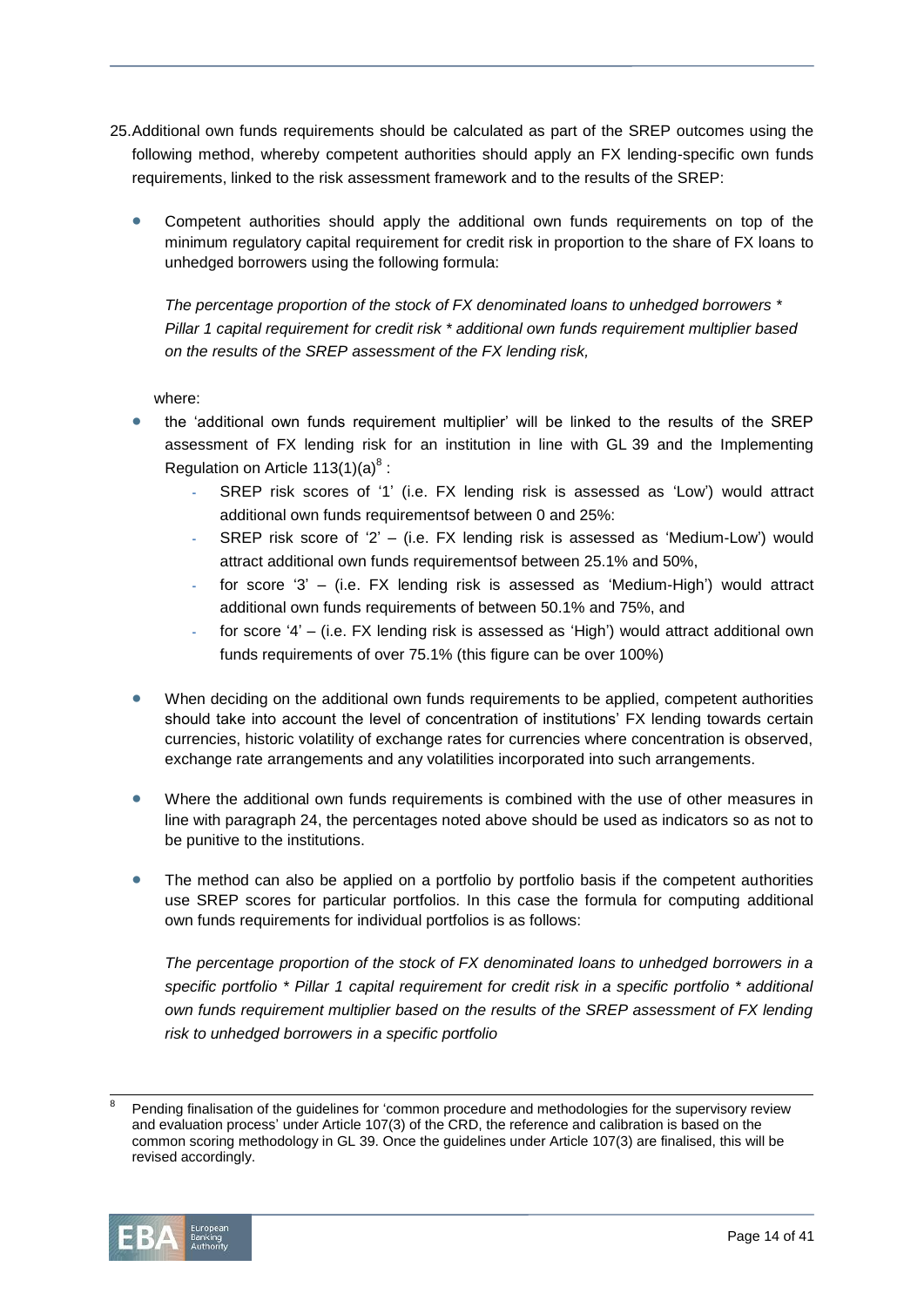25. Additional own funds requirements should be calculated as part of the SREP outcomes using the following method, whereby competent authorities should apply an FX lending-specific own funds requirements, linked to the risk assessment framework and to the results of the SREP:

- Competent authorities should apply the additional own funds requirements on top of the minimum regulatory capital requirement for credit risk in proportion to the share of FX loans to unhedged borrowers using the following formula:

  *The percentage proportion of the stock of FX denominated loans to unhedged borrowers * Pillar 1 capital requirement for credit risk * additional own funds requirement multiplier based on the results of the SREP assessment of the FX lending risk,*

  where:

- the 'additional own funds requirement multiplier' will be linked to the results of the SREP assessment of FX lending risk for an institution in line with GL 39 and the Implementing Regulation on Article 113(1)(a)[8] :
  - SREP risk scores of '1' (i.e. FX lending risk is assessed as 'Low') would attract additional own funds requirementsof between 0 and 25%:
  - SREP risk score of '2' – (i.e. FX lending risk is assessed as 'Medium-Low') would attract additional own funds requirementsof between 25.1% and 50%,
  - for score '3' – (i.e. FX lending risk is assessed as 'Medium-High') would attract additional own funds requirements of between 50.1% and 75%, and
  - for score '4' – (i.e. FX lending risk is assessed as 'High') would attract additional own funds requirements of over 75.1% (this figure can be over 100%)

- When deciding on the additional own funds requirements to be applied, competent authorities should take into account the level of concentration of institutions' FX lending towards certain currencies, historic volatility of exchange rates for currencies where concentration is observed, exchange rate arrangements and any volatilities incorporated into such arrangements.

- Where the additional own funds requirements is combined with the use of other measures in line with paragraph 24, the percentages noted above should be used as indicators so as not to be punitive to the institutions.

- The method can also be applied on a portfolio by portfolio basis if the competent authorities use SREP scores for particular portfolios. In this case the formula for computing additional own funds requirements for individual portfolios is as follows:

  *The percentage proportion of the stock of FX denominated loans to unhedged borrowers in a specific portfolio * Pillar 1 capital requirement for credit risk in a specific portfolio * additional own funds requirement multiplier based on the results of the SREP assessment of FX lending risk to unhedged borrowers in a specific portfolio*

---

[8] Pending finalisation of the guidelines for 'common procedure and methodologies for the supervisory review and evaluation process' under Article 107(3) of the CRD, the reference and calibration is based on the common scoring methodology in GL 39. Once the guidelines under Article 107(3) are finalised, this will be revised accordingly.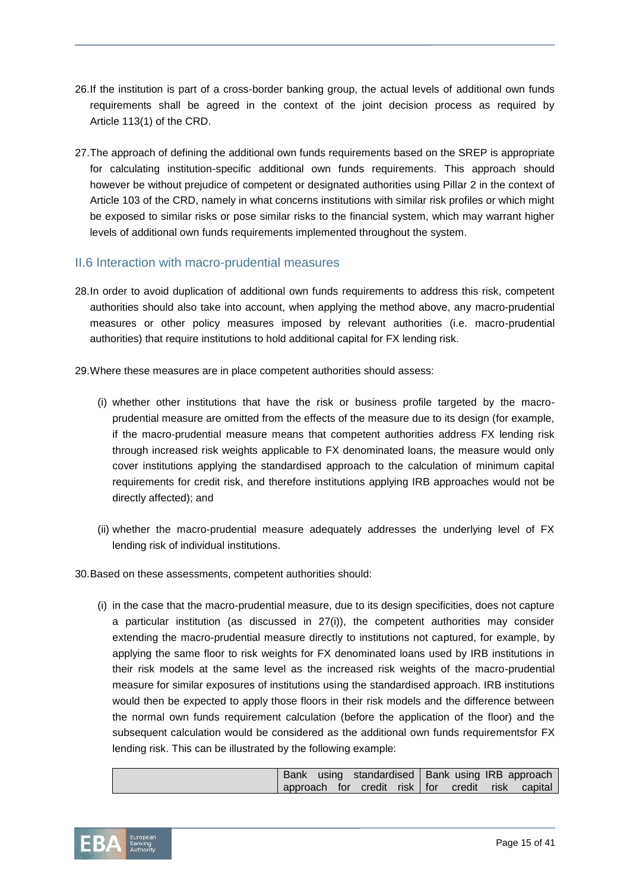26. If the institution is part of a cross-border banking group, the actual levels of additional own funds requirements shall be agreed in the context of the joint decision process as required by Article 113(1) of the CRD.

27. The approach of defining the additional own funds requirements based on the SREP is appropriate for calculating institution-specific additional own funds requirements. This approach should however be without prejudice of competent or designated authorities using Pillar 2 in the context of Article 103 of the CRD, namely in what concerns institutions with similar risk profiles or which might be exposed to similar risks or pose similar risks to the financial system, which may warrant higher levels of additional own funds requirements implemented throughout the system.

## II.6 Interaction with macro-prudential measures

28. In order to avoid duplication of additional own funds requirements to address this risk, competent authorities should also take into account, when applying the method above, any macro-prudential measures or other policy measures imposed by relevant authorities (i.e. macro-prudential authorities) that require institutions to hold additional capital for FX lending risk.

29. Where these measures are in place competent authorities should assess:

   (i) whether other institutions that have the risk or business profile targeted by the macro-prudential measure are omitted from the effects of the measure due to its design (for example, if the macro-prudential measure means that competent authorities address FX lending risk through increased risk weights applicable to FX denominated loans, the measure would only cover institutions applying the standardised approach to the calculation of minimum capital requirements for credit risk, and therefore institutions applying IRB approaches would not be directly affected); and

   (ii) whether the macro-prudential measure adequately addresses the underlying level of FX lending risk of individual institutions.

30. Based on these assessments, competent authorities should:

   (i) in the case that the macro-prudential measure, due to its design specificities, does not capture a particular institution (as discussed in 27(i)), the competent authorities may consider extending the macro-prudential measure directly to institutions not captured, for example, by applying the same floor to risk weights for FX denominated loans used by IRB institutions in their risk models at the same level as the increased risk weights of the macro-prudential measure for similar exposures of institutions using the standardised approach. IRB institutions would then be expected to apply those floors in their risk models and the difference between the normal own funds requirement calculation (before the application of the floor) and the subsequent calculation would be considered as the additional own funds requirementsfor FX lending risk. This can be illustrated by the following example:

| | Bank using standardised approach for credit risk | Bank using IRB approach for credit risk capital |
|---|---|---|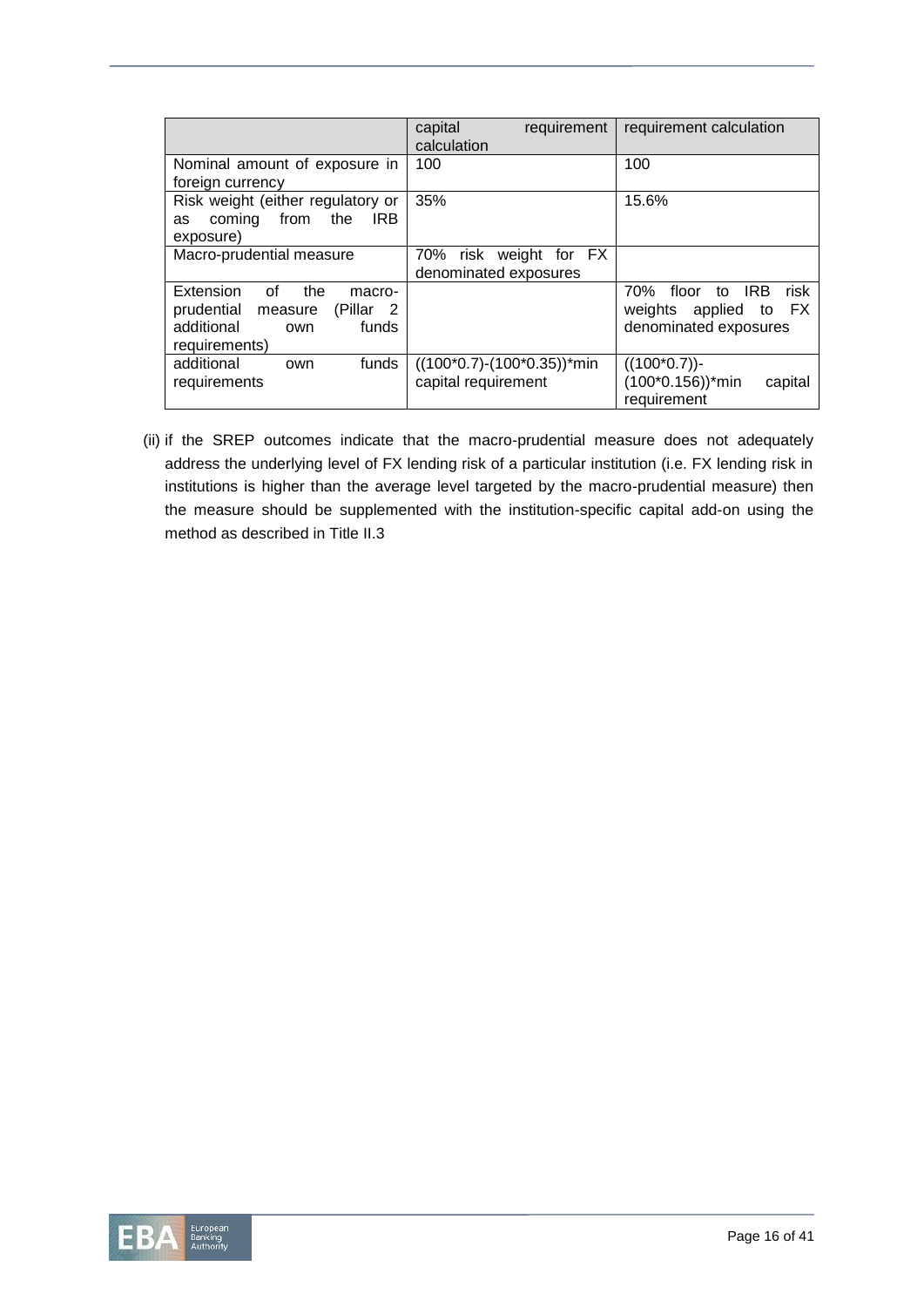| | capital requirement calculation | requirement calculation |
|---|---|---|
| Nominal amount of exposure in foreign currency | 100 | 100 |
| Risk weight (either regulatory or as coming from the IRB exposure) | 35% | 15.6% |
| Macro-prudential measure | 70% risk weight for FX denominated exposures | |
| Extension of the macro-prudential measure (Pillar 2 additional own funds requirements) | | 70% floor to IRB risk weights applied to FX denominated exposures |
| additional own funds requirements | ((100*0.7)-(100*0.35))*min capital requirement | ((100*0.7))-(100*0.156))*min capital requirement |

(ii) if the SREP outcomes indicate that the macro-prudential measure does not adequately address the underlying level of FX lending risk of a particular institution (i.e. FX lending risk in institutions is higher than the average level targeted by the macro-prudential measure) then the measure should be supplemented with the institution-specific capital add-on using the method as described in Title II.3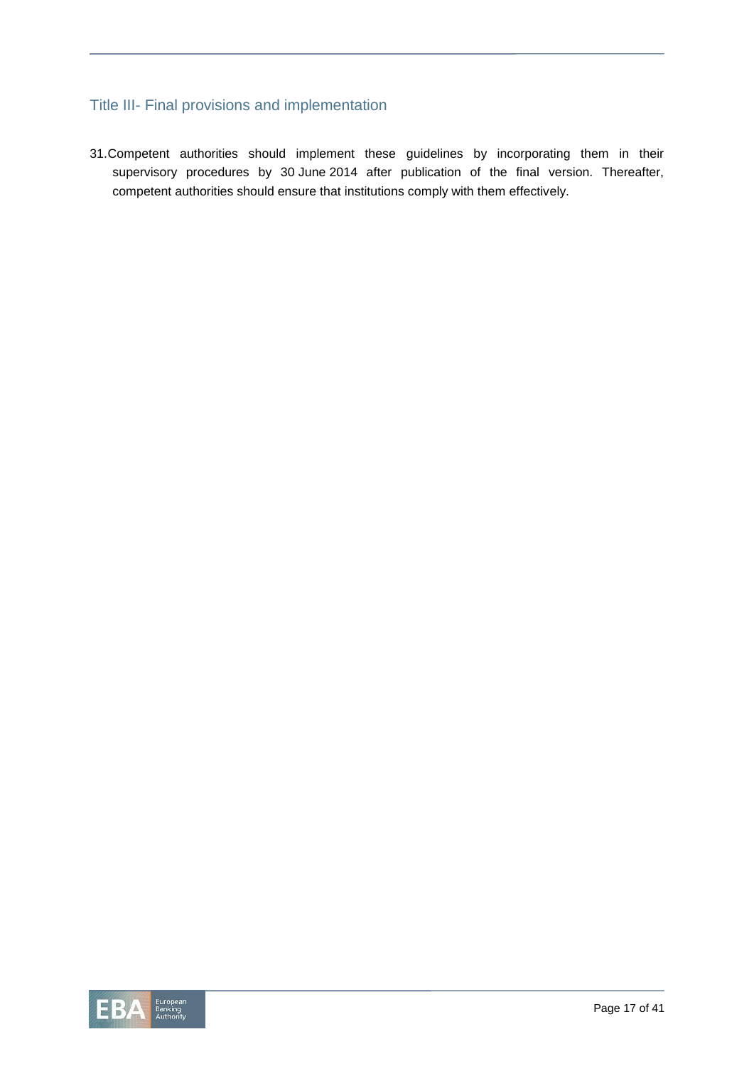## Title III- Final provisions and implementation

31. Competent authorities should implement these guidelines by incorporating them in their supervisory procedures by 30 June 2014 after publication of the final version. Thereafter, competent authorities should ensure that institutions comply with them effectively.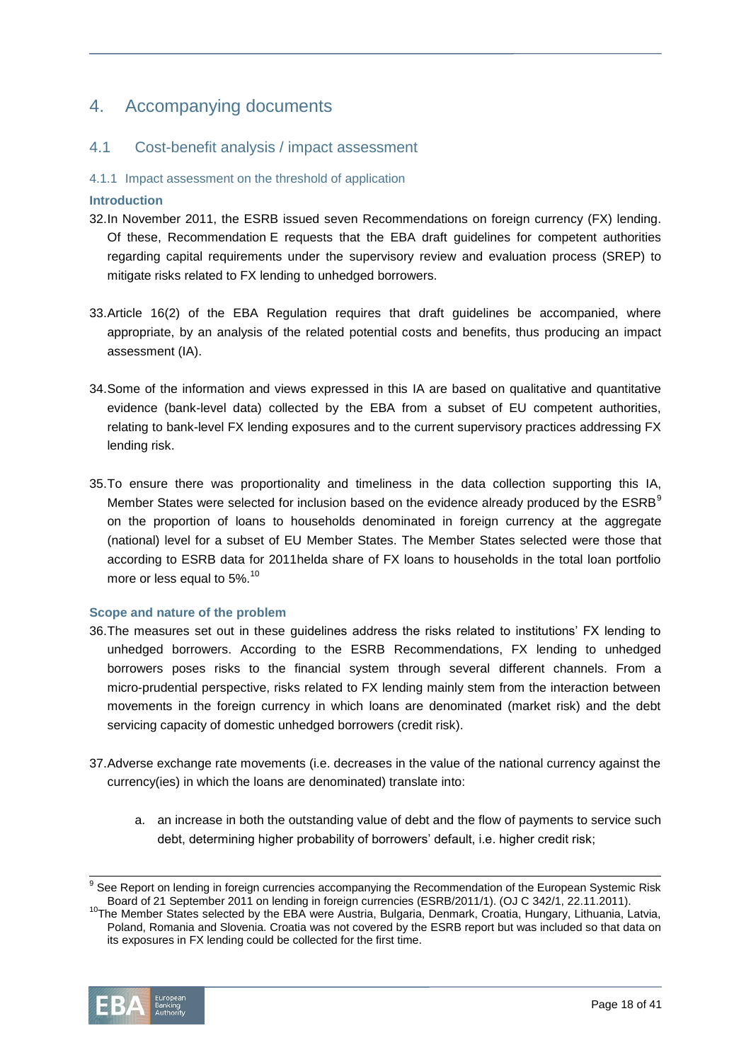# 4. Accompanying documents

## 4.1 Cost-benefit analysis / impact assessment

### 4.1.1 Impact assessment on the threshold of application

**Introduction**

32. In November 2011, the ESRB issued seven Recommendations on foreign currency (FX) lending. Of these, Recommendation E requests that the EBA draft guidelines for competent authorities regarding capital requirements under the supervisory review and evaluation process (SREP) to mitigate risks related to FX lending to unhedged borrowers.

33. Article 16(2) of the EBA Regulation requires that draft guidelines be accompanied, where appropriate, by an analysis of the related potential costs and benefits, thus producing an impact assessment (IA).

34. Some of the information and views expressed in this IA are based on qualitative and quantitative evidence (bank-level data) collected by the EBA from a subset of EU competent authorities, relating to bank-level FX lending exposures and to the current supervisory practices addressing FX lending risk.

35. To ensure there was proportionality and timeliness in the data collection supporting this IA, Member States were selected for inclusion based on the evidence already produced by the ESRB[9] on the proportion of loans to households denominated in foreign currency at the aggregate (national) level for a subset of EU Member States. The Member States selected were those that according to ESRB data for 2011helda share of FX loans to households in the total loan portfolio more or less equal to 5%.[10]

**Scope and nature of the problem**

36. The measures set out in these guidelines address the risks related to institutions' FX lending to unhedged borrowers. According to the ESRB Recommendations, FX lending to unhedged borrowers poses risks to the financial system through several different channels. From a micro-prudential perspective, risks related to FX lending mainly stem from the interaction between movements in the foreign currency in which loans are denominated (market risk) and the debt servicing capacity of domestic unhedged borrowers (credit risk).

37. Adverse exchange rate movements (i.e. decreases in the value of the national currency against the currency(ies) in which the loans are denominated) translate into:

    a. an increase in both the outstanding value of debt and the flow of payments to service such debt, determining higher probability of borrowers' default, i.e. higher credit risk;

---

[9] See Report on lending in foreign currencies accompanying the Recommendation of the European Systemic Risk Board of 21 September 2011 on lending in foreign currencies (ESRB/2011/1). (OJ C 342/1, 22.11.2011).

[10] The Member States selected by the EBA were Austria, Bulgaria, Denmark, Croatia, Hungary, Lithuania, Latvia, Poland, Romania and Slovenia. Croatia was not covered by the ESRB report but was included so that data on its exposures in FX lending could be collected for the first time.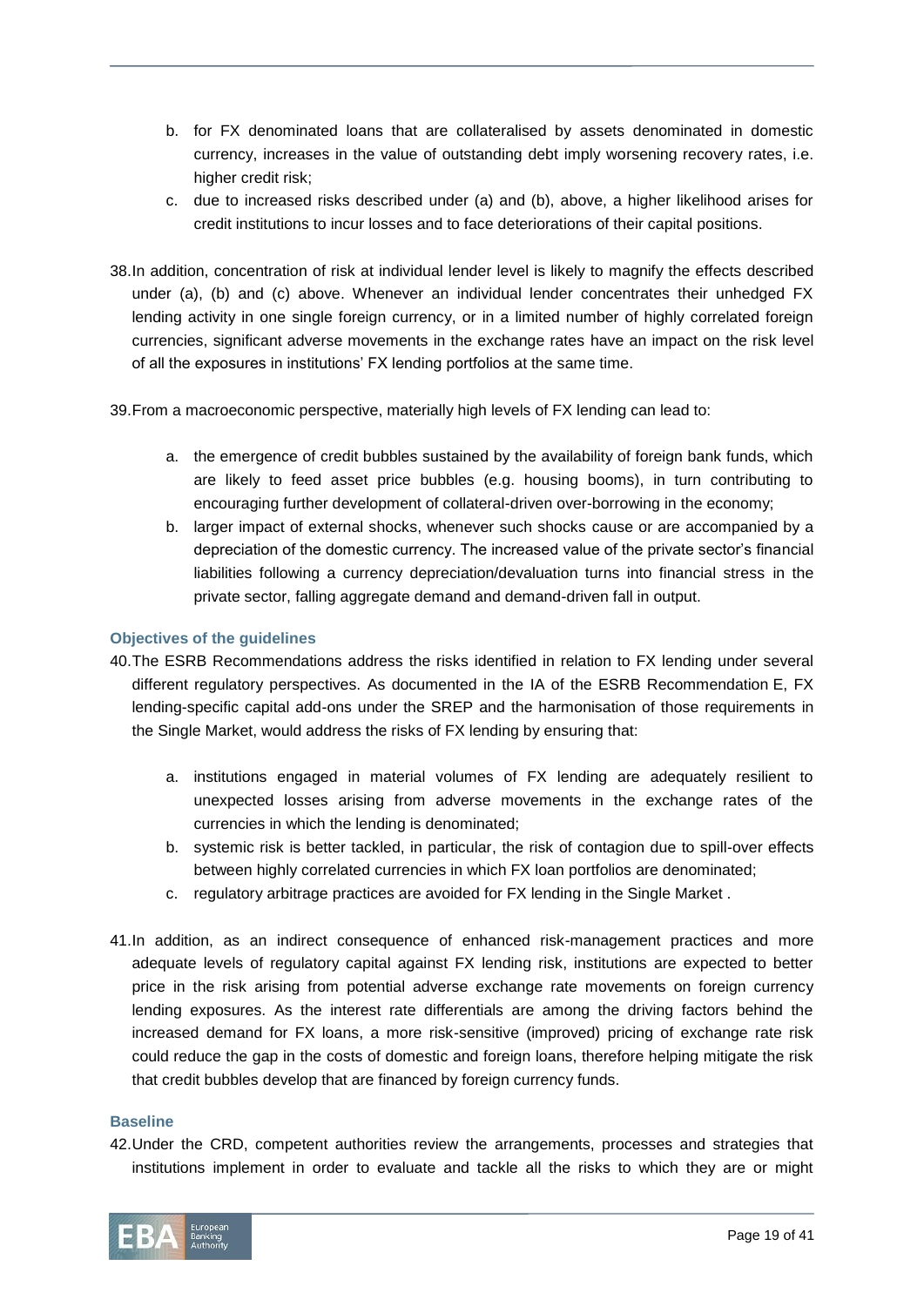b. for FX denominated loans that are collateralised by assets denominated in domestic currency, increases in the value of outstanding debt imply worsening recovery rates, i.e. higher credit risk;

c. due to increased risks described under (a) and (b), above, a higher likelihood arises for credit institutions to incur losses and to face deteriorations of their capital positions.

38. In addition, concentration of risk at individual lender level is likely to magnify the effects described under (a), (b) and (c) above. Whenever an individual lender concentrates their unhedged FX lending activity in one single foreign currency, or in a limited number of highly correlated foreign currencies, significant adverse movements in the exchange rates have an impact on the risk level of all the exposures in institutions' FX lending portfolios at the same time.

39. From a macroeconomic perspective, materially high levels of FX lending can lead to:

   a. the emergence of credit bubbles sustained by the availability of foreign bank funds, which are likely to feed asset price bubbles (e.g. housing booms), in turn contributing to encouraging further development of collateral-driven over-borrowing in the economy;

   b. larger impact of external shocks, whenever such shocks cause or are accompanied by a depreciation of the domestic currency. The increased value of the private sector's financial liabilities following a currency depreciation/devaluation turns into financial stress in the private sector, falling aggregate demand and demand-driven fall in output.

### Objectives of the guidelines

40. The ESRB Recommendations address the risks identified in relation to FX lending under several different regulatory perspectives. As documented in the IA of the ESRB Recommendation E, FX lending-specific capital add-ons under the SREP and the harmonisation of those requirements in the Single Market, would address the risks of FX lending by ensuring that:

   a. institutions engaged in material volumes of FX lending are adequately resilient to unexpected losses arising from adverse movements in the exchange rates of the currencies in which the lending is denominated;

   b. systemic risk is better tackled, in particular, the risk of contagion due to spill-over effects between highly correlated currencies in which FX loan portfolios are denominated;

   c. regulatory arbitrage practices are avoided for FX lending in the Single Market .

41. In addition, as an indirect consequence of enhanced risk-management practices and more adequate levels of regulatory capital against FX lending risk, institutions are expected to better price in the risk arising from potential adverse exchange rate movements on foreign currency lending exposures. As the interest rate differentials are among the driving factors behind the increased demand for FX loans, a more risk-sensitive (improved) pricing of exchange rate risk could reduce the gap in the costs of domestic and foreign loans, therefore helping mitigate the risk that credit bubbles develop that are financed by foreign currency funds.

### Baseline

42. Under the CRD, competent authorities review the arrangements, processes and strategies that institutions implement in order to evaluate and tackle all the risks to which they are or might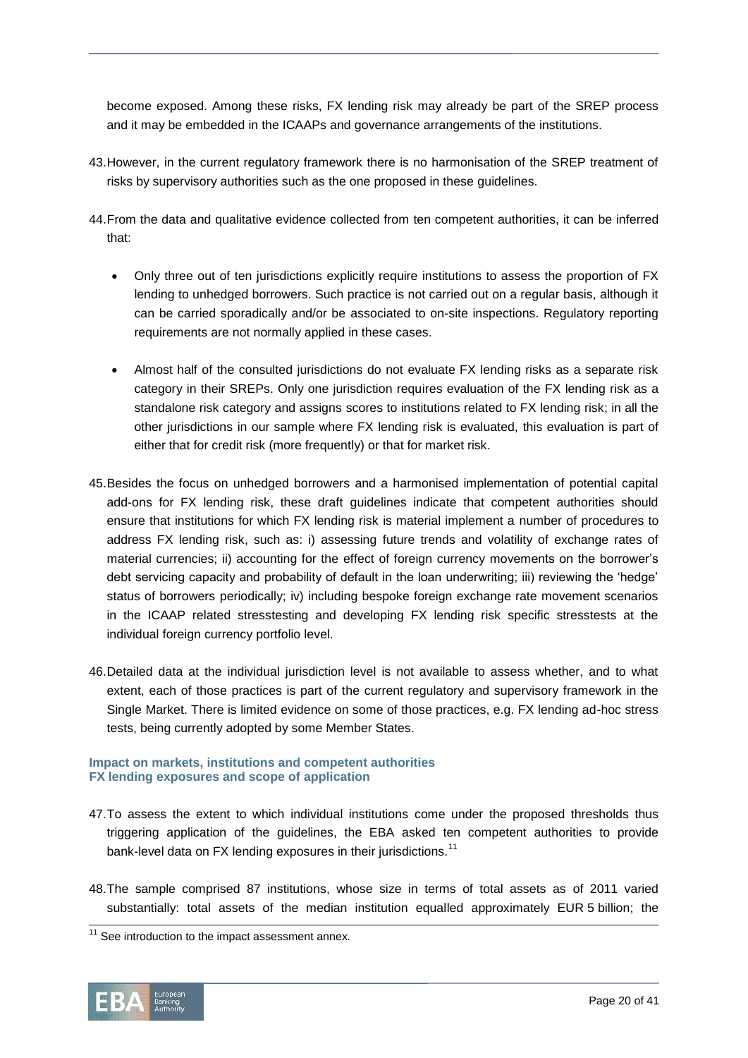become exposed. Among these risks, FX lending risk may already be part of the SREP process and it may be embedded in the ICAAPs and governance arrangements of the institutions.

43. However, in the current regulatory framework there is no harmonisation of the SREP treatment of risks by supervisory authorities such as the one proposed in these guidelines.

44. From the data and qualitative evidence collected from ten competent authorities, it can be inferred that:

- Only three out of ten jurisdictions explicitly require institutions to assess the proportion of FX lending to unhedged borrowers. Such practice is not carried out on a regular basis, although it can be carried sporadically and/or be associated to on-site inspections. Regulatory reporting requirements are not normally applied in these cases.

- Almost half of the consulted jurisdictions do not evaluate FX lending risks as a separate risk category in their SREPs. Only one jurisdiction requires evaluation of the FX lending risk as a standalone risk category and assigns scores to institutions related to FX lending risk; in all the other jurisdictions in our sample where FX lending risk is evaluated, this evaluation is part of either that for credit risk (more frequently) or that for market risk.

45. Besides the focus on unhedged borrowers and a harmonised implementation of potential capital add-ons for FX lending risk, these draft guidelines indicate that competent authorities should ensure that institutions for which FX lending risk is material implement a number of procedures to address FX lending risk, such as: i) assessing future trends and volatility of exchange rates of material currencies; ii) accounting for the effect of foreign currency movements on the borrower's debt servicing capacity and probability of default in the loan underwriting; iii) reviewing the 'hedge' status of borrowers periodically; iv) including bespoke foreign exchange rate movement scenarios in the ICAAP related stresstesting and developing FX lending risk specific stresstests at the individual foreign currency portfolio level.

46. Detailed data at the individual jurisdiction level is not available to assess whether, and to what extent, each of those practices is part of the current regulatory and supervisory framework in the Single Market. There is limited evidence on some of those practices, e.g. FX lending ad-hoc stress tests, being currently adopted by some Member States.

### Impact on markets, institutions and competent authorities

### FX lending exposures and scope of application

47. To assess the extent to which individual institutions come under the proposed thresholds thus triggering application of the guidelines, the EBA asked ten competent authorities to provide bank-level data on FX lending exposures in their jurisdictions.[11]

48. The sample comprised 87 institutions, whose size in terms of total assets as of 2011 varied substantially: total assets of the median institution equalled approximately EUR 5 billion; the

[11] See introduction to the impact assessment annex.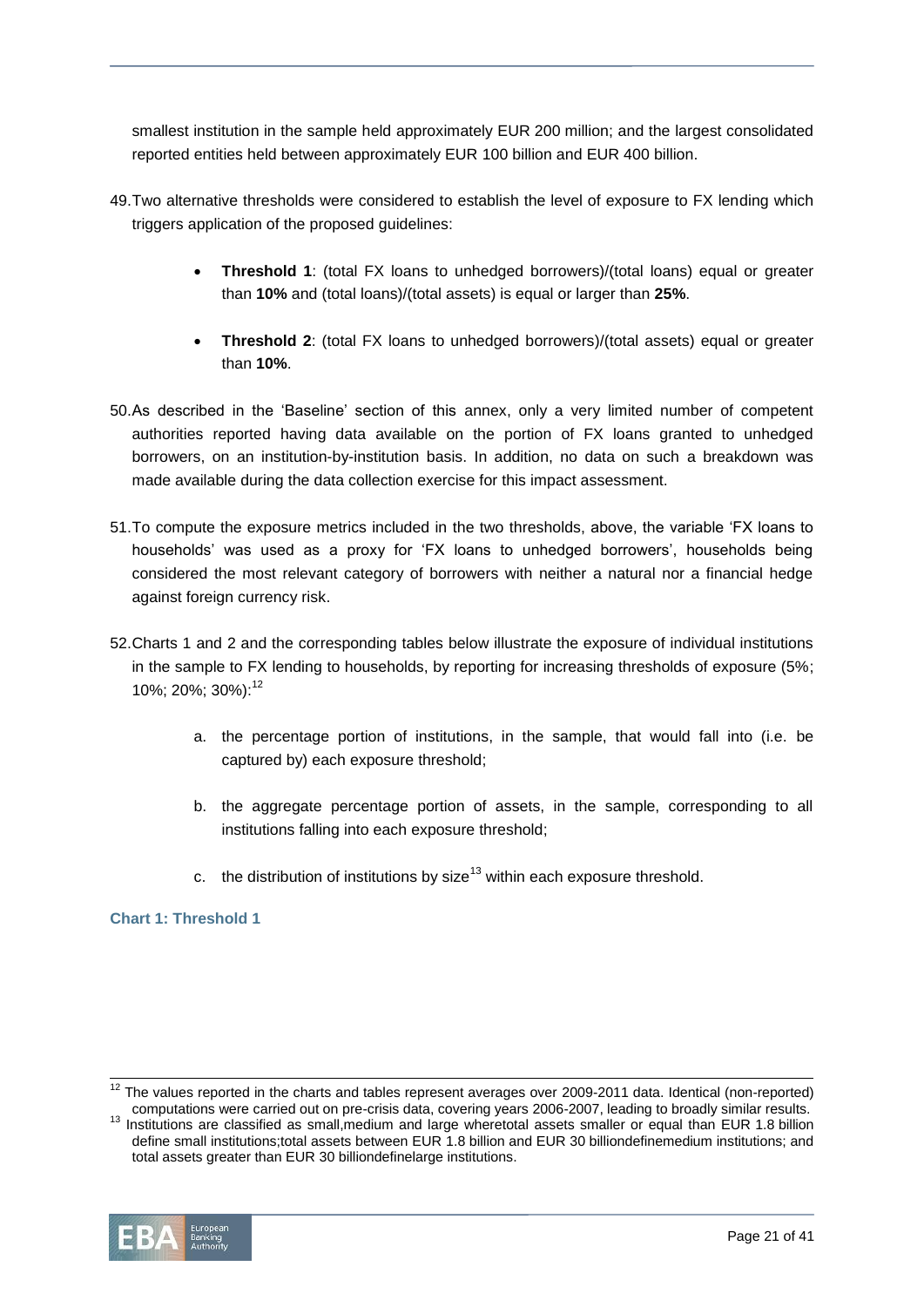smallest institution in the sample held approximately EUR 200 million; and the largest consolidated reported entities held between approximately EUR 100 billion and EUR 400 billion.

49. Two alternative thresholds were considered to establish the level of exposure to FX lending which triggers application of the proposed guidelines:

- **Threshold 1**: (total FX loans to unhedged borrowers)/(total loans) equal or greater than **10%** and (total loans)/(total assets) is equal or larger than **25%**.

- **Threshold 2**: (total FX loans to unhedged borrowers)/(total assets) equal or greater than **10%**.

50. As described in the 'Baseline' section of this annex, only a very limited number of competent authorities reported having data available on the portion of FX loans granted to unhedged borrowers, on an institution-by-institution basis. In addition, no data on such a breakdown was made available during the data collection exercise for this impact assessment.

51. To compute the exposure metrics included in the two thresholds, above, the variable 'FX loans to households' was used as a proxy for 'FX loans to unhedged borrowers', households being considered the most relevant category of borrowers with neither a natural nor a financial hedge against foreign currency risk.

52. Charts 1 and 2 and the corresponding tables below illustrate the exposure of individual institutions in the sample to FX lending to households, by reporting for increasing thresholds of exposure (5%; 10%; 20%; 30%):[12]

   a. the percentage portion of institutions, in the sample, that would fall into (i.e. be captured by) each exposure threshold;

   b. the aggregate percentage portion of assets, in the sample, corresponding to all institutions falling into each exposure threshold;

   c. the distribution of institutions by size[13] within each exposure threshold.

**Chart 1: Threshold 1**

---

[12] The values reported in the charts and tables represent averages over 2009-2011 data. Identical (non-reported) computations were carried out on pre-crisis data, covering years 2006-2007, leading to broadly similar results.

[13] Institutions are classified as small,medium and large wheretotal assets smaller or equal than EUR 1.8 billion define small institutions;total assets between EUR 1.8 billion and EUR 30 billiondefinemedium institutions; and total assets greater than EUR 30 billiondefinelarge institutions.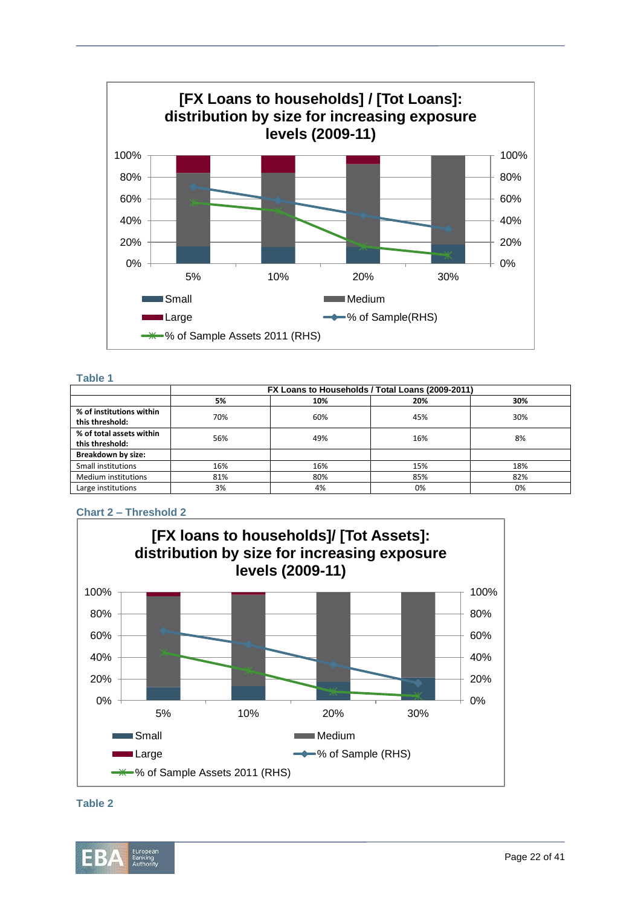**Table 1**

| | FX Loans to Households / Total Loans (2009-2011) | | | |
|---|---|---|---|---|
| | **5%** | **10%** | **20%** | **30%** |
| **% of institutions within this threshold:** | 70% | 60% | 45% | 30% |
| **% of total assets within this threshold:** | 56% | 49% | 16% | 8% |
| **Breakdown by size:** | | | | |
| Small institutions | 16% | 16% | 15% | 18% |
| Medium institutions | 81% | 80% | 85% | 82% |
| Large institutions | 3% | 4% | 0% | 0% |

**Chart 2 – Threshold 2**

**Table 2**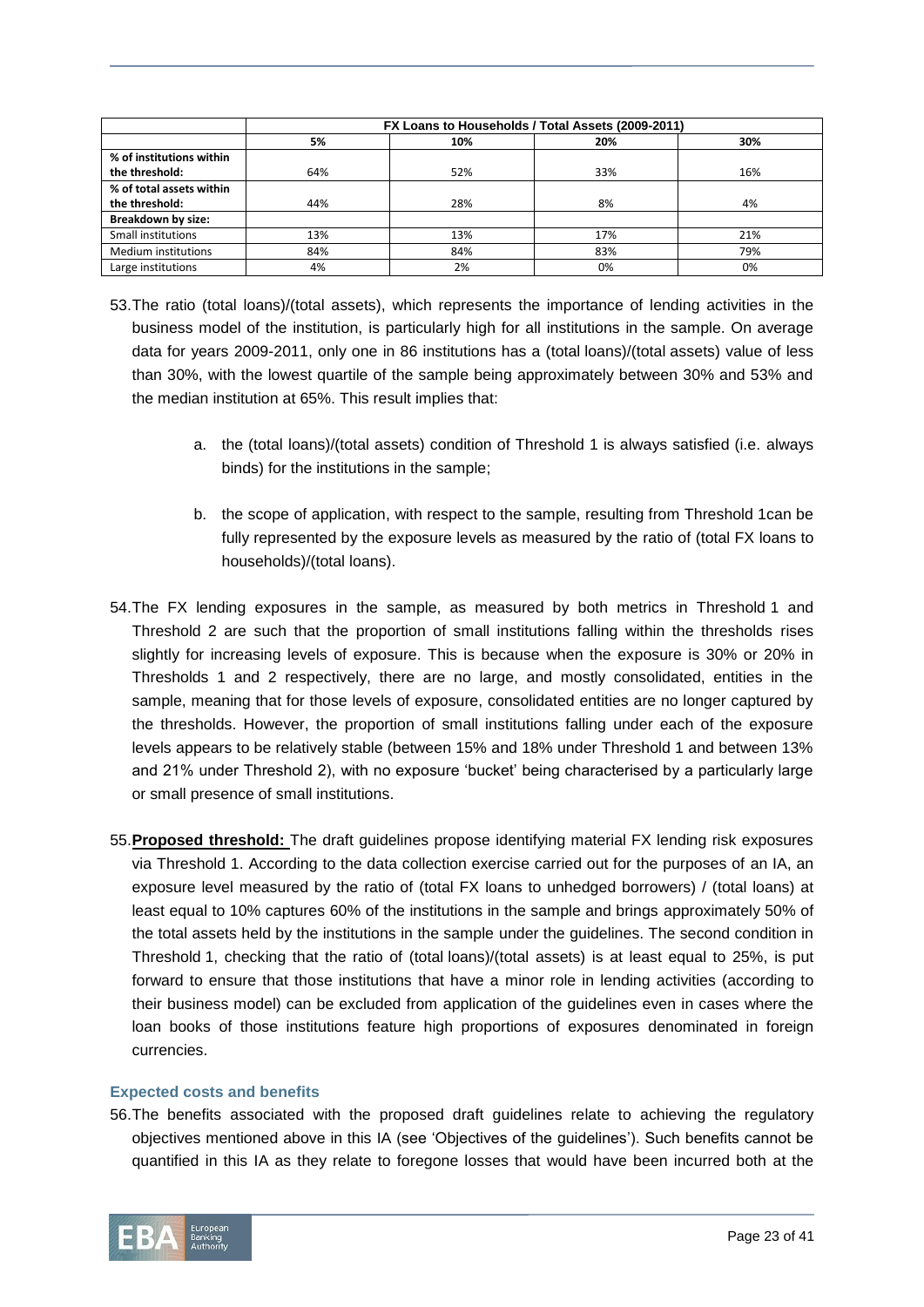| | FX Loans to Households / Total Assets (2009-2011) | | | |
|---|---|---|---|---|
| | 5% | 10% | 20% | 30% |
| % of institutions within the threshold: | 64% | 52% | 33% | 16% |
| % of total assets within the threshold: | 44% | 28% | 8% | 4% |
| Breakdown by size: | | | | |
| Small institutions | 13% | 13% | 17% | 21% |
| Medium institutions | 84% | 84% | 83% | 79% |
| Large institutions | 4% | 2% | 0% | 0% |

53. The ratio (total loans)/(total assets), which represents the importance of lending activities in the business model of the institution, is particularly high for all institutions in the sample. On average data for years 2009-2011, only one in 86 institutions has a (total loans)/(total assets) value of less than 30%, with the lowest quartile of the sample being approximately between 30% and 53% and the median institution at 65%. This result implies that:

    a. the (total loans)/(total assets) condition of Threshold 1 is always satisfied (i.e. always binds) for the institutions in the sample;

    b. the scope of application, with respect to the sample, resulting from Threshold 1can be fully represented by the exposure levels as measured by the ratio of (total FX loans to households)/(total loans).

54. The FX lending exposures in the sample, as measured by both metrics in Threshold 1 and Threshold 2 are such that the proportion of small institutions falling within the thresholds rises slightly for increasing levels of exposure. This is because when the exposure is 30% or 20% in Thresholds 1 and 2 respectively, there are no large, and mostly consolidated, entities in the sample, meaning that for those levels of exposure, consolidated entities are no longer captured by the thresholds. However, the proportion of small institutions falling under each of the exposure levels appears to be relatively stable (between 15% and 18% under Threshold 1 and between 13% and 21% under Threshold 2), with no exposure 'bucket' being characterised by a particularly large or small presence of small institutions.

55. **Proposed threshold:** The draft guidelines propose identifying material FX lending risk exposures via Threshold 1. According to the data collection exercise carried out for the purposes of an IA, an exposure level measured by the ratio of (total FX loans to unhedged borrowers) / (total loans) at least equal to 10% captures 60% of the institutions in the sample and brings approximately 50% of the total assets held by the institutions in the sample under the guidelines. The second condition in Threshold 1, checking that the ratio of (total loans)/(total assets) is at least equal to 25%, is put forward to ensure that those institutions that have a minor role in lending activities (according to their business model) can be excluded from application of the guidelines even in cases where the loan books of those institutions feature high proportions of exposures denominated in foreign currencies.

### Expected costs and benefits

56. The benefits associated with the proposed draft guidelines relate to achieving the regulatory objectives mentioned above in this IA (see 'Objectives of the guidelines'). Such benefits cannot be quantified in this IA as they relate to foregone losses that would have been incurred both at the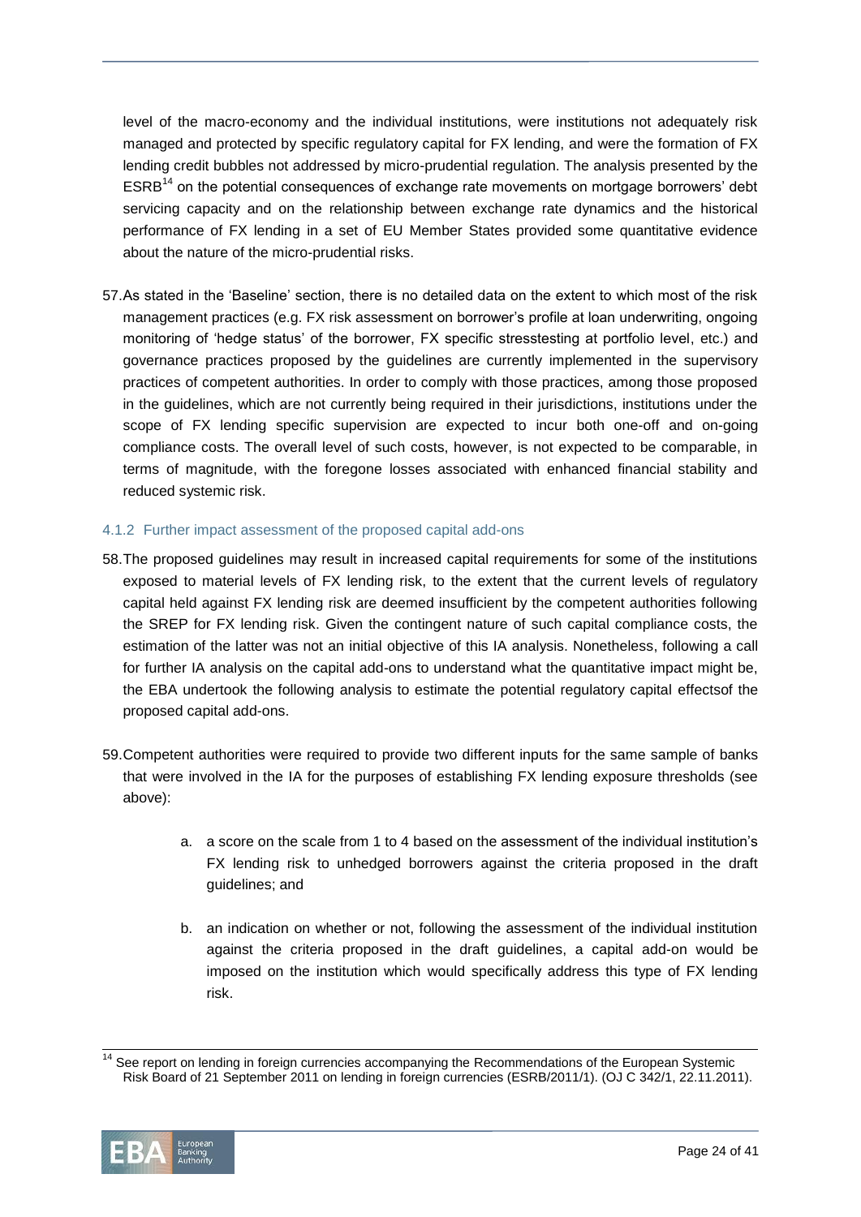level of the macro-economy and the individual institutions, were institutions not adequately risk managed and protected by specific regulatory capital for FX lending, and were the formation of FX lending credit bubbles not addressed by micro-prudential regulation. The analysis presented by the ESRB[14] on the potential consequences of exchange rate movements on mortgage borrowers' debt servicing capacity and on the relationship between exchange rate dynamics and the historical performance of FX lending in a set of EU Member States provided some quantitative evidence about the nature of the micro-prudential risks.

57. As stated in the 'Baseline' section, there is no detailed data on the extent to which most of the risk management practices (e.g. FX risk assessment on borrower's profile at loan underwriting, ongoing monitoring of 'hedge status' of the borrower, FX specific stresstesting at portfolio level, etc.) and governance practices proposed by the guidelines are currently implemented in the supervisory practices of competent authorities. In order to comply with those practices, among those proposed in the guidelines, which are not currently being required in their jurisdictions, institutions under the scope of FX lending specific supervision are expected to incur both one-off and on-going compliance costs. The overall level of such costs, however, is not expected to be comparable, in terms of magnitude, with the foregone losses associated with enhanced financial stability and reduced systemic risk.

### 4.1.2 Further impact assessment of the proposed capital add-ons

58. The proposed guidelines may result in increased capital requirements for some of the institutions exposed to material levels of FX lending risk, to the extent that the current levels of regulatory capital held against FX lending risk are deemed insufficient by the competent authorities following the SREP for FX lending risk. Given the contingent nature of such capital compliance costs, the estimation of the latter was not an initial objective of this IA analysis. Nonetheless, following a call for further IA analysis on the capital add-ons to understand what the quantitative impact might be, the EBA undertook the following analysis to estimate the potential regulatory capital effectsof the proposed capital add-ons.

59. Competent authorities were required to provide two different inputs for the same sample of banks that were involved in the IA for the purposes of establishing FX lending exposure thresholds (see above):

   a. a score on the scale from 1 to 4 based on the assessment of the individual institution's FX lending risk to unhedged borrowers against the criteria proposed in the draft guidelines; and

   b. an indication on whether or not, following the assessment of the individual institution against the criteria proposed in the draft guidelines, a capital add-on would be imposed on the institution which would specifically address this type of FX lending risk.

[14] See report on lending in foreign currencies accompanying the Recommendations of the European Systemic Risk Board of 21 September 2011 on lending in foreign currencies (ESRB/2011/1). (OJ C 342/1, 22.11.2011).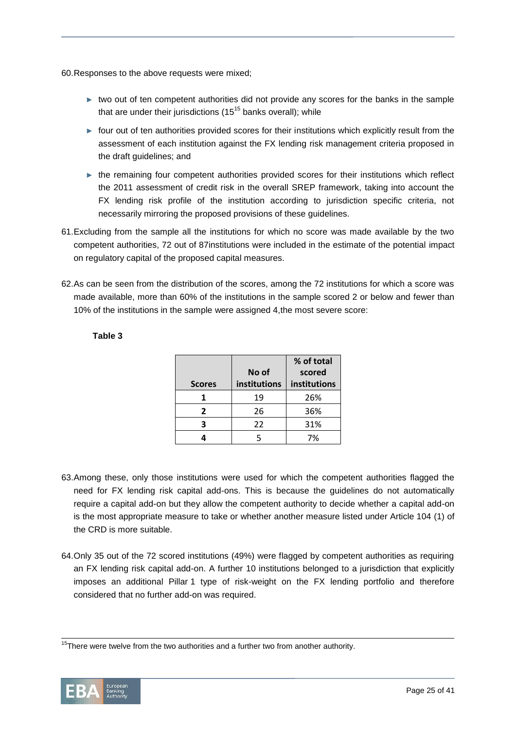60. Responses to the above requests were mixed;

- two out of ten competent authorities did not provide any scores for the banks in the sample that are under their jurisdictions (15[15] banks overall); while
- four out of ten authorities provided scores for their institutions which explicitly result from the assessment of each institution against the FX lending risk management criteria proposed in the draft guidelines; and
- the remaining four competent authorities provided scores for their institutions which reflect the 2011 assessment of credit risk in the overall SREP framework, taking into account the FX lending risk profile of the institution according to jurisdiction specific criteria, not necessarily mirroring the proposed provisions of these guidelines.

61. Excluding from the sample all the institutions for which no score was made available by the two competent authorities, 72 out of 87institutions were included in the estimate of the potential impact on regulatory capital of the proposed capital measures.

62. As can be seen from the distribution of the scores, among the 72 institutions for which a score was made available, more than 60% of the institutions in the sample scored 2 or below and fewer than 10% of the institutions in the sample were assigned 4,the most severe score:

**Table 3**

| Scores | No of institutions | % of total scored institutions |
|---|---|---|
| 1 | 19 | 26% |
| 2 | 26 | 36% |
| 3 | 22 | 31% |
| 4 | 5 | 7% |

63. Among these, only those institutions were used for which the competent authorities flagged the need for FX lending risk capital add-ons. This is because the guidelines do not automatically require a capital add-on but they allow the competent authority to decide whether a capital add-on is the most appropriate measure to take or whether another measure listed under Article 104 (1) of the CRD is more suitable.

64. Only 35 out of the 72 scored institutions (49%) were flagged by competent authorities as requiring an FX lending risk capital add-on. A further 10 institutions belonged to a jurisdiction that explicitly imposes an additional Pillar 1 type of risk-weight on the FX lending portfolio and therefore considered that no further add-on was required.

[15] There were twelve from the two authorities and a further two from another authority.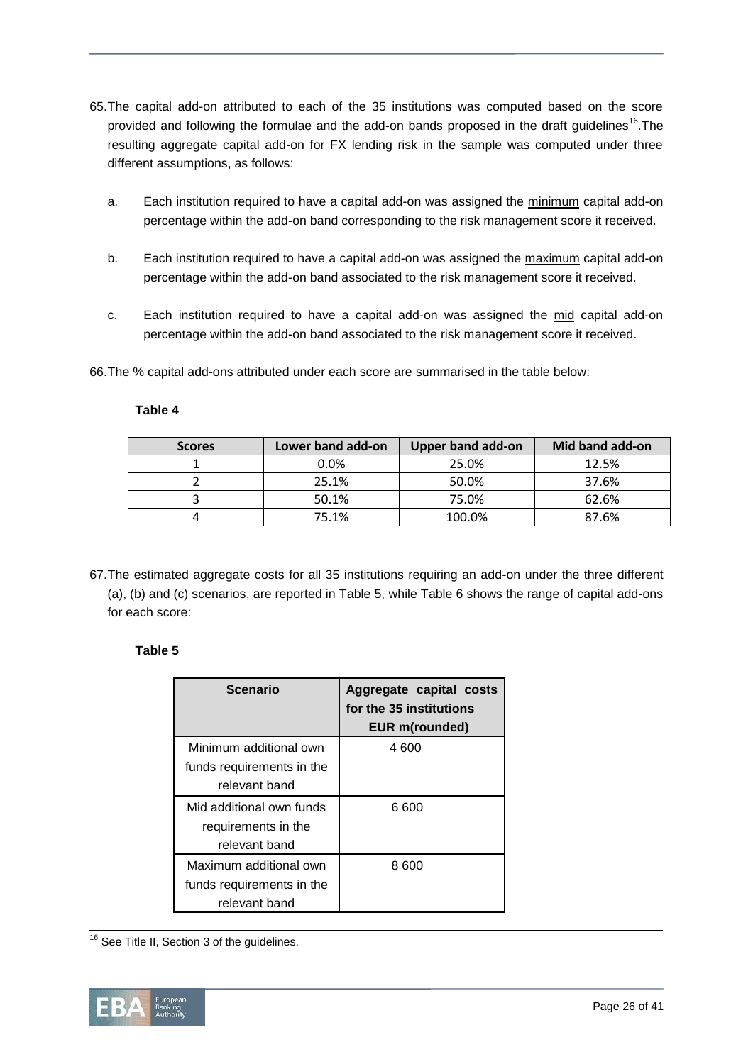65. The capital add-on attributed to each of the 35 institutions was computed based on the score provided and following the formulae and the add-on bands proposed in the draft guidelines[16]. The resulting aggregate capital add-on for FX lending risk in the sample was computed under three different assumptions, as follows:

   a. Each institution required to have a capital add-on was assigned the <u>minimum</u> capital add-on percentage within the add-on band corresponding to the risk management score it received.

   b. Each institution required to have a capital add-on was assigned the <u>maximum</u> capital add-on percentage within the add-on band associated to the risk management score it received.

   c. Each institution required to have a capital add-on was assigned the <u>mid</u> capital add-on percentage within the add-on band associated to the risk management score it received.

66. The % capital add-ons attributed under each score are summarised in the table below:

**Table 4**

| Scores | Lower band add-on | Upper band add-on | Mid band add-on |
|---|---|---|---|
| 1 | 0.0% | 25.0% | 12.5% |
| 2 | 25.1% | 50.0% | 37.6% |
| 3 | 50.1% | 75.0% | 62.6% |
| 4 | 75.1% | 100.0% | 87.6% |

67. The estimated aggregate costs for all 35 institutions requiring an add-on under the three different (a), (b) and (c) scenarios, are reported in Table 5, while Table 6 shows the range of capital add-ons for each score:

**Table 5**

| Scenario | Aggregate capital costs for the 35 institutions EUR m(rounded) |
|---|---|
| Minimum additional own funds requirements in the relevant band | 4 600 |
| Mid additional own funds requirements in the relevant band | 6 600 |
| Maximum additional own funds requirements in the relevant band | 8 600 |

[16] See Title II, Section 3 of the guidelines.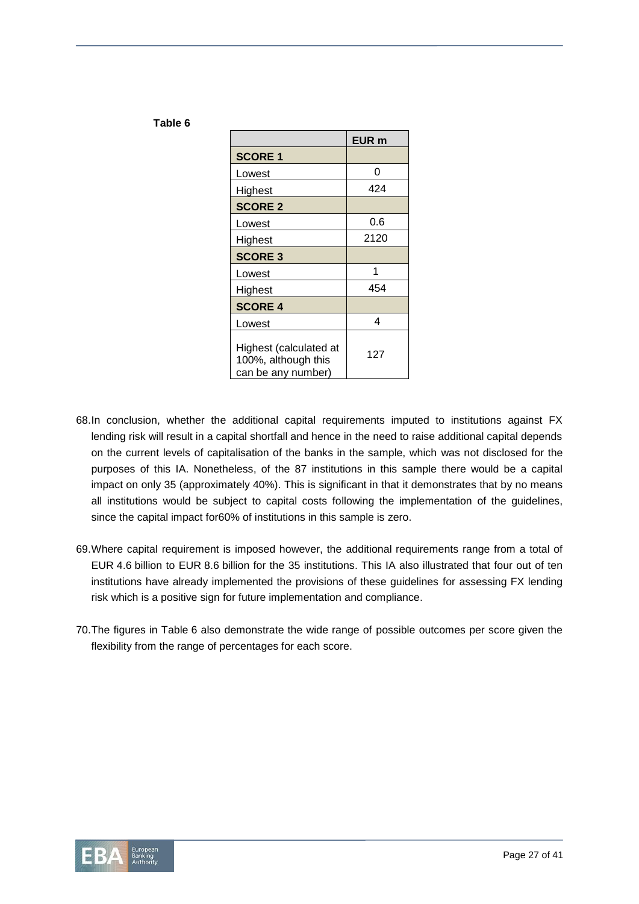**Table 6**

| | EUR m |
|---|---|
| **SCORE 1** | |
| Lowest | 0 |
| Highest | 424 |
| **SCORE 2** | |
| Lowest | 0.6 |
| Highest | 2120 |
| **SCORE 3** | |
| Lowest | 1 |
| Highest | 454 |
| **SCORE 4** | |
| Lowest | 4 |
| Highest (calculated at 100%, although this can be any number) | 127 |

68. In conclusion, whether the additional capital requirements imputed to institutions against FX lending risk will result in a capital shortfall and hence in the need to raise additional capital depends on the current levels of capitalisation of the banks in the sample, which was not disclosed for the purposes of this IA. Nonetheless, of the 87 institutions in this sample there would be a capital impact on only 35 (approximately 40%). This is significant in that it demonstrates that by no means all institutions would be subject to capital costs following the implementation of the guidelines, since the capital impact for60% of institutions in this sample is zero.

69. Where capital requirement is imposed however, the additional requirements range from a total of EUR 4.6 billion to EUR 8.6 billion for the 35 institutions. This IA also illustrated that four out of ten institutions have already implemented the provisions of these guidelines for assessing FX lending risk which is a positive sign for future implementation and compliance.

70. The figures in Table 6 also demonstrate the wide range of possible outcomes per score given the flexibility from the range of percentages for each score.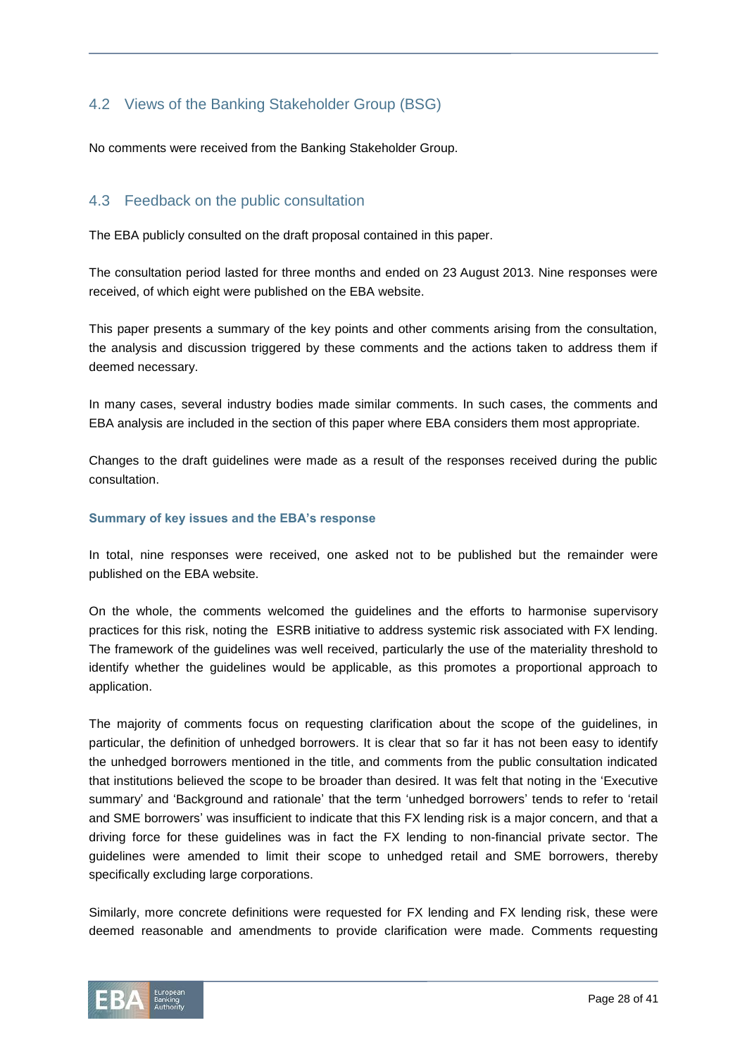## 4.2 Views of the Banking Stakeholder Group (BSG)

No comments were received from the Banking Stakeholder Group.

## 4.3 Feedback on the public consultation

The EBA publicly consulted on the draft proposal contained in this paper.

The consultation period lasted for three months and ended on 23 August 2013. Nine responses were received, of which eight were published on the EBA website.

This paper presents a summary of the key points and other comments arising from the consultation, the analysis and discussion triggered by these comments and the actions taken to address them if deemed necessary.

In many cases, several industry bodies made similar comments. In such cases, the comments and EBA analysis are included in the section of this paper where EBA considers them most appropriate.

Changes to the draft guidelines were made as a result of the responses received during the public consultation.

### Summary of key issues and the EBA's response

In total, nine responses were received, one asked not to be published but the remainder were published on the EBA website.

On the whole, the comments welcomed the guidelines and the efforts to harmonise supervisory practices for this risk, noting the ESRB initiative to address systemic risk associated with FX lending. The framework of the guidelines was well received, particularly the use of the materiality threshold to identify whether the guidelines would be applicable, as this promotes a proportional approach to application.

The majority of comments focus on requesting clarification about the scope of the guidelines, in particular, the definition of unhedged borrowers. It is clear that so far it has not been easy to identify the unhedged borrowers mentioned in the title, and comments from the public consultation indicated that institutions believed the scope to be broader than desired. It was felt that noting in the 'Executive summary' and 'Background and rationale' that the term 'unhedged borrowers' tends to refer to 'retail and SME borrowers' was insufficient to indicate that this FX lending risk is a major concern, and that a driving force for these guidelines was in fact the FX lending to non-financial private sector. The guidelines were amended to limit their scope to unhedged retail and SME borrowers, thereby specifically excluding large corporations.

Similarly, more concrete definitions were requested for FX lending and FX lending risk, these were deemed reasonable and amendments to provide clarification were made. Comments requesting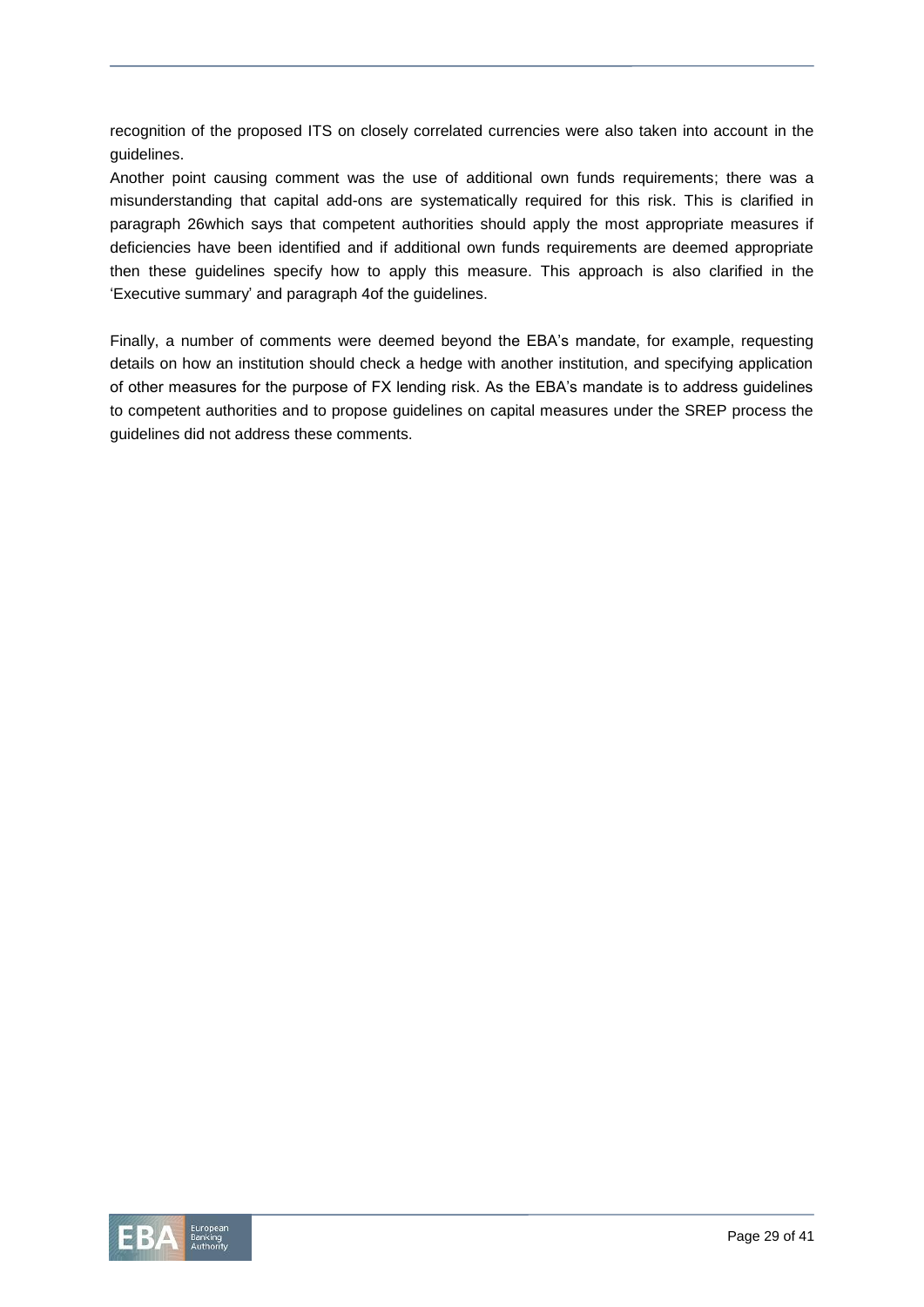recognition of the proposed ITS on closely correlated currencies were also taken into account in the guidelines.

Another point causing comment was the use of additional own funds requirements; there was a misunderstanding that capital add-ons are systematically required for this risk. This is clarified in paragraph 26which says that competent authorities should apply the most appropriate measures if deficiencies have been identified and if additional own funds requirements are deemed appropriate then these guidelines specify how to apply this measure. This approach is also clarified in the 'Executive summary' and paragraph 4of the guidelines.

Finally, a number of comments were deemed beyond the EBA's mandate, for example, requesting details on how an institution should check a hedge with another institution, and specifying application of other measures for the purpose of FX lending risk. As the EBA's mandate is to address guidelines to competent authorities and to propose guidelines on capital measures under the SREP process the guidelines did not address these comments.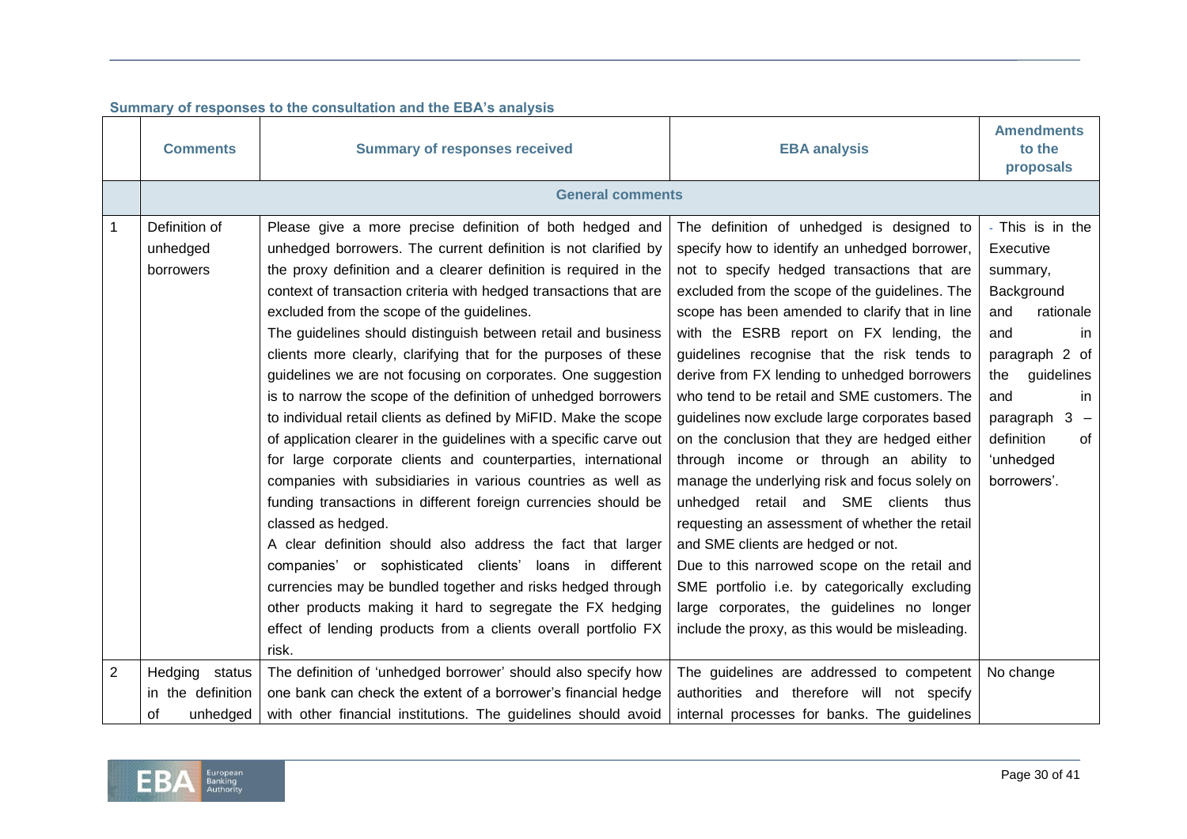**Summary of responses to the consultation and the EBA's analysis**

| | Comments | Summary of responses received | EBA analysis | Amendments to the proposals |
|---|---|---|---|---|
| | **General comments** | | | |
| 1 | Definition of unhedged borrowers | Please give a more precise definition of both hedged and unhedged borrowers. The current definition is not clarified by the proxy definition and a clearer definition is required in the context of transaction criteria with hedged transactions that are excluded from the scope of the guidelines.<br>The guidelines should distinguish between retail and business clients more clearly, clarifying that for the purposes of these guidelines we are not focusing on corporates. One suggestion is to narrow the scope of the definition of unhedged borrowers to individual retail clients as defined by MiFID. Make the scope of application clearer in the guidelines with a specific carve out for large corporate clients and counterparties, international companies with subsidiaries in various countries as well as funding transactions in different foreign currencies should be classed as hedged.<br>A clear definition should also address the fact that larger companies' or sophisticated clients' loans in different currencies may be bundled together and risks hedged through other products making it hard to segregate the FX hedging effect of lending products from a clients overall portfolio FX risk. | The definition of unhedged is designed to specify how to identify an unhedged borrower, not to specify hedged transactions that are excluded from the scope of the guidelines. The scope has been amended to clarify that in line with the ESRB report on FX lending, the guidelines recognise that the risk tends to derive from FX lending to unhedged borrowers who tend to be retail and SME customers. The guidelines now exclude large corporates based on the conclusion that they are hedged either through income or through an ability to manage the underlying risk and focus solely on unhedged retail and SME clients thus requesting an assessment of whether the retail and SME clients are hedged or not.<br>Due to this narrowed scope on the retail and SME portfolio i.e. by categorically excluding large corporates, the guidelines no longer include the proxy, as this would be misleading. | - This is in the Executive summary, Background and rationale and in paragraph 2 of the guidelines and in paragraph 3 – definition of 'unhedged borrowers'. |
| 2 | Hedging status in the definition of unhedged | The definition of 'unhedged borrower' should also specify how one bank can check the extent of a borrower's financial hedge with other financial institutions. The guidelines should avoid | The guidelines are addressed to competent authorities and therefore will not specify internal processes for banks. The guidelines | No change |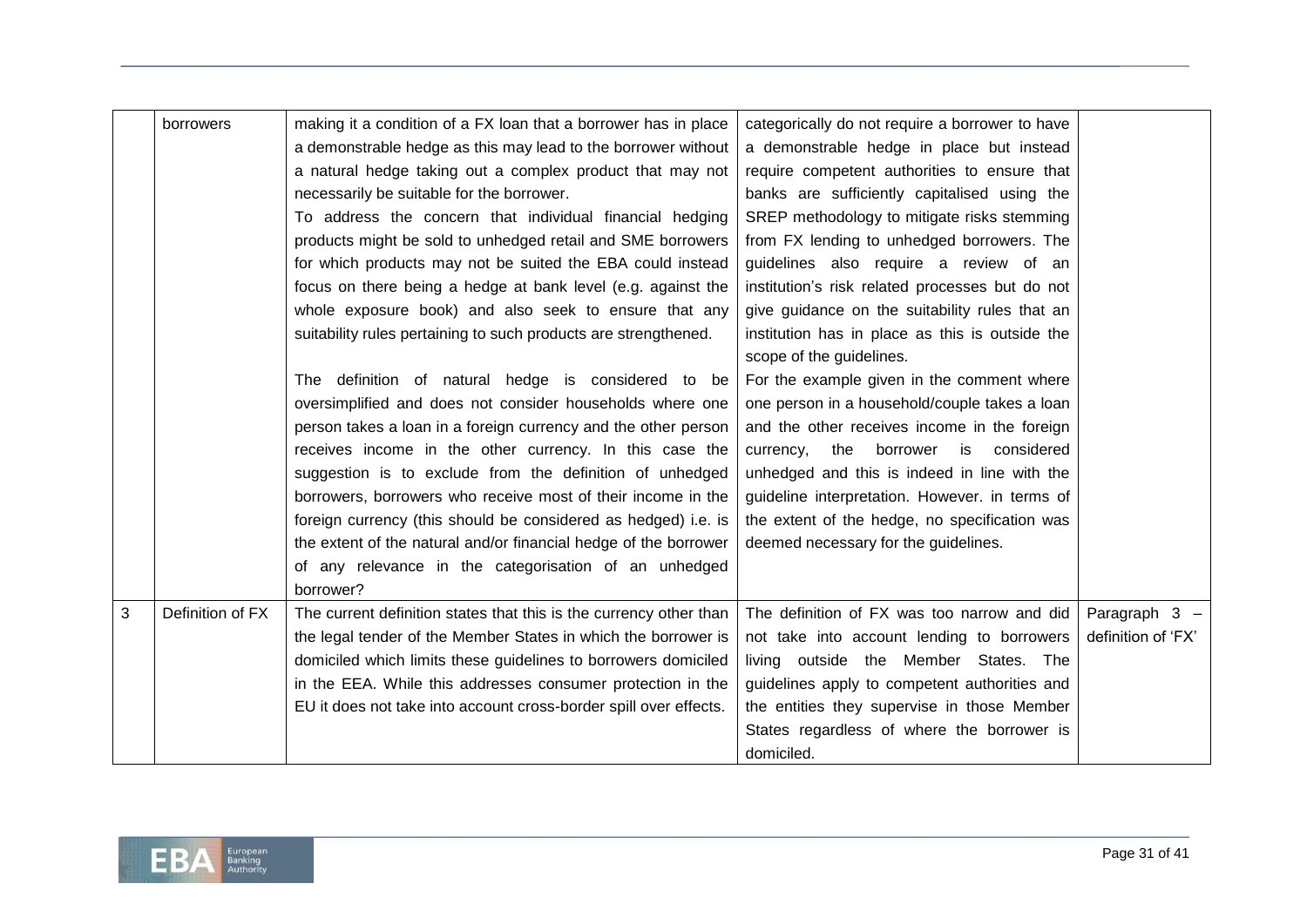| | | | | |
|---|---|---|---|---|
| | borrowers | making it a condition of a FX loan that a borrower has in place a demonstrable hedge as this may lead to the borrower without a natural hedge taking out a complex product that may not necessarily be suitable for the borrower.<br>To address the concern that individual financial hedging products might be sold to unhedged retail and SME borrowers for which products may not be suited the EBA could instead focus on there being a hedge at bank level (e.g. against the whole exposure book) and also seek to ensure that any suitability rules pertaining to such products are strengthened.<br><br>The definition of natural hedge is considered to be oversimplified and does not consider households where one person takes a loan in a foreign currency and the other person receives income in the other currency. In this case the suggestion is to exclude from the definition of unhedged borrowers, borrowers who receive most of their income in the foreign currency (this should be considered as hedged) i.e. is the extent of the natural and/or financial hedge of the borrower of any relevance in the categorisation of an unhedged borrower? | categorically do not require a borrower to have a demonstrable hedge in place but instead require competent authorities to ensure that banks are sufficiently capitalised using the SREP methodology to mitigate risks stemming from FX lending to unhedged borrowers. The guidelines also require a review of an institution's risk related processes but do not give guidance on the suitability rules that an institution has in place as this is outside the scope of the guidelines.<br>For the example given in the comment where one person in a household/couple takes a loan and the other receives income in the foreign currency, the borrower is considered unhedged and this is indeed in line with the guideline interpretation. However. in terms of the extent of the hedge, no specification was deemed necessary for the guidelines. | |
| 3 | Definition of FX | The current definition states that this is the currency other than the legal tender of the Member States in which the borrower is domiciled which limits these guidelines to borrowers domiciled in the EEA. While this addresses consumer protection in the EU it does not take into account cross-border spill over effects. | The definition of FX was too narrow and did not take into account lending to borrowers living outside the Member States. The guidelines apply to competent authorities and the entities they supervise in those Member States regardless of where the borrower is domiciled. | Paragraph 3 – definition of 'FX' |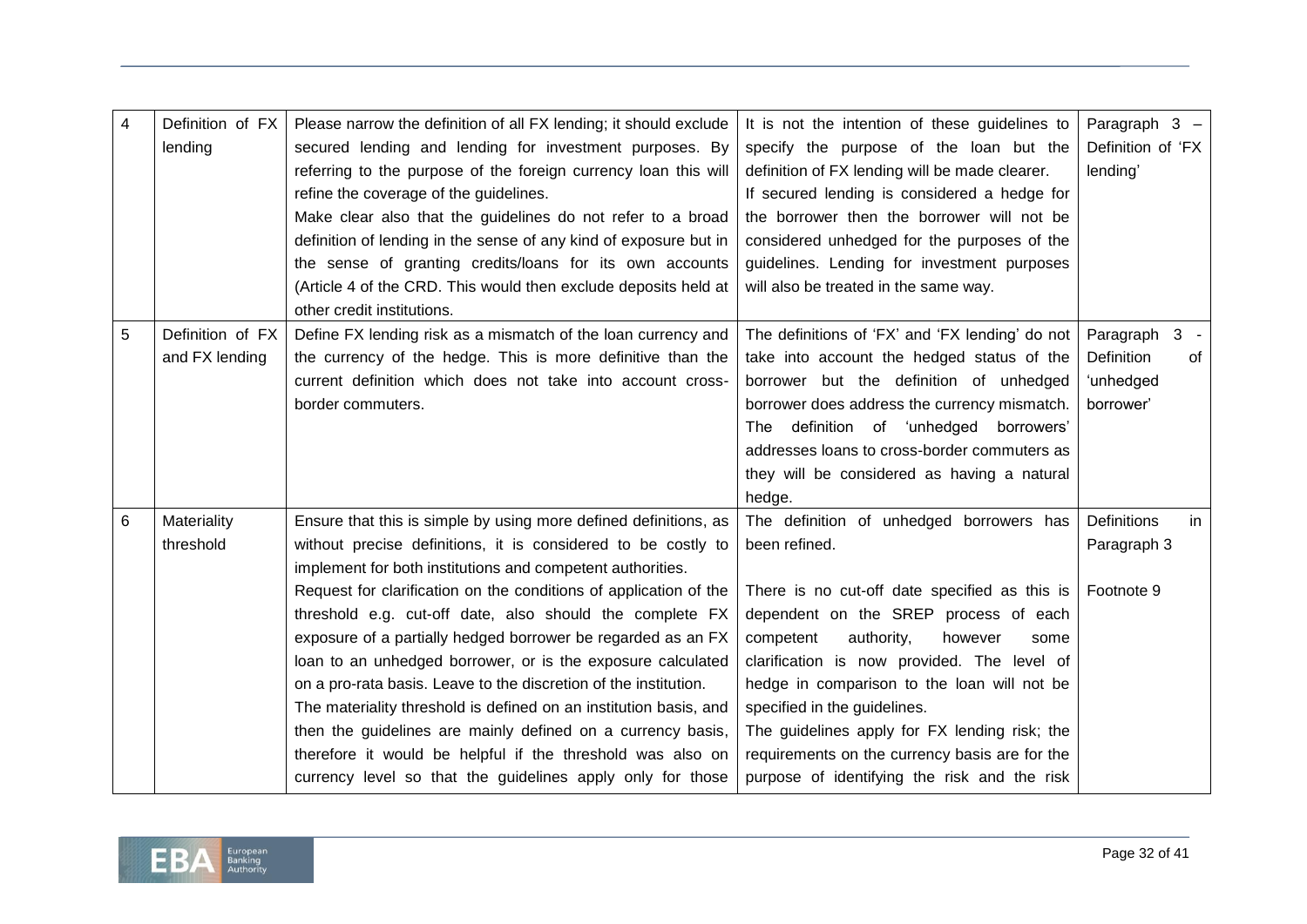| 4 | Definition of FX lending | Please narrow the definition of all FX lending; it should exclude secured lending and lending for investment purposes. By referring to the purpose of the foreign currency loan this will refine the coverage of the guidelines.<br>Make clear also that the guidelines do not refer to a broad definition of lending in the sense of any kind of exposure but in the sense of granting credits/loans for its own accounts (Article 4 of the CRD. This would then exclude deposits held at other credit institutions. | It is not the intention of these guidelines to specify the purpose of the loan but the definition of FX lending will be made clearer.<br>If secured lending is considered a hedge for the borrower then the borrower will not be considered unhedged for the purposes of the guidelines. Lending for investment purposes will also be treated in the same way. | Paragraph 3 – Definition of 'FX lending' |
|---|---|---|---|---|
| 5 | Definition of FX and FX lending | Define FX lending risk as a mismatch of the loan currency and the currency of the hedge. This is more definitive than the current definition which does not take into account cross-border commuters. | The definitions of 'FX' and 'FX lending' do not take into account the hedged status of the borrower but the definition of unhedged borrower does address the currency mismatch. The definition of 'unhedged borrowers' addresses loans to cross-border commuters as they will be considered as having a natural hedge. | Paragraph 3 - Definition of 'unhedged borrower' |
| 6 | Materiality threshold | Ensure that this is simple by using more defined definitions, as without precise definitions, it is considered to be costly to implement for both institutions and competent authorities.<br>Request for clarification on the conditions of application of the threshold e.g. cut-off date, also should the complete FX exposure of a partially hedged borrower be regarded as an FX loan to an unhedged borrower, or is the exposure calculated on a pro-rata basis. Leave to the discretion of the institution.<br>The materiality threshold is defined on an institution basis, and then the guidelines are mainly defined on a currency basis, therefore it would be helpful if the threshold was also on currency level so that the guidelines apply only for those | The definition of unhedged borrowers has been refined.<br><br>There is no cut-off date specified as this is dependent on the SREP process of each competent authority, however some clarification is now provided. The level of hedge in comparison to the loan will not be specified in the guidelines.<br>The guidelines apply for FX lending risk; the requirements on the currency basis are for the purpose of identifying the risk and the risk | Definitions in Paragraph 3<br><br>Footnote 9 |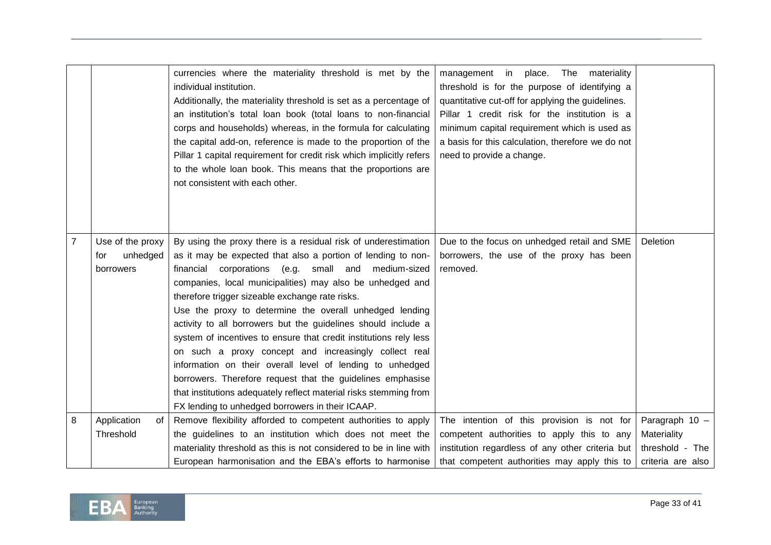| | | | | |
|---|---|---|---|---|
| | | currencies where the materiality threshold is met by the individual institution. Additionally, the materiality threshold is set as a percentage of an institution's total loan book (total loans to non-financial corps and households) whereas, in the formula for calculating the capital add-on, reference is made to the proportion of the Pillar 1 capital requirement for credit risk which implicitly refers to the whole loan book. This means that the proportions are not consistent with each other. | management in place. The materiality threshold is for the purpose of identifying a quantitative cut-off for applying the guidelines. Pillar 1 credit risk for the institution is a minimum capital requirement which is used as a basis for this calculation, therefore we do not need to provide a change. | |
| 7 | Use of the proxy for unhedged borrowers | By using the proxy there is a residual risk of underestimation as it may be expected that also a portion of lending to non-financial corporations (e.g. small and medium-sized companies, local municipalities) may also be unhedged and therefore trigger sizeable exchange rate risks. Use the proxy to determine the overall unhedged lending activity to all borrowers but the guidelines should include a system of incentives to ensure that credit institutions rely less on such a proxy concept and increasingly collect real information on their overall level of lending to unhedged borrowers. Therefore request that the guidelines emphasise that institutions adequately reflect material risks stemming from FX lending to unhedged borrowers in their ICAAP. | Due to the focus on unhedged retail and SME borrowers, the use of the proxy has been removed. | Deletion |
| 8 | Application of Threshold | Remove flexibility afforded to competent authorities to apply the guidelines to an institution which does not meet the materiality threshold as this is not considered to be in line with European harmonisation and the EBA's efforts to harmonise | The intention of this provision is not for competent authorities to apply this to any institution regardless of any other criteria but that competent authorities may apply this to | Paragraph 10 – Materiality threshold - The criteria are also |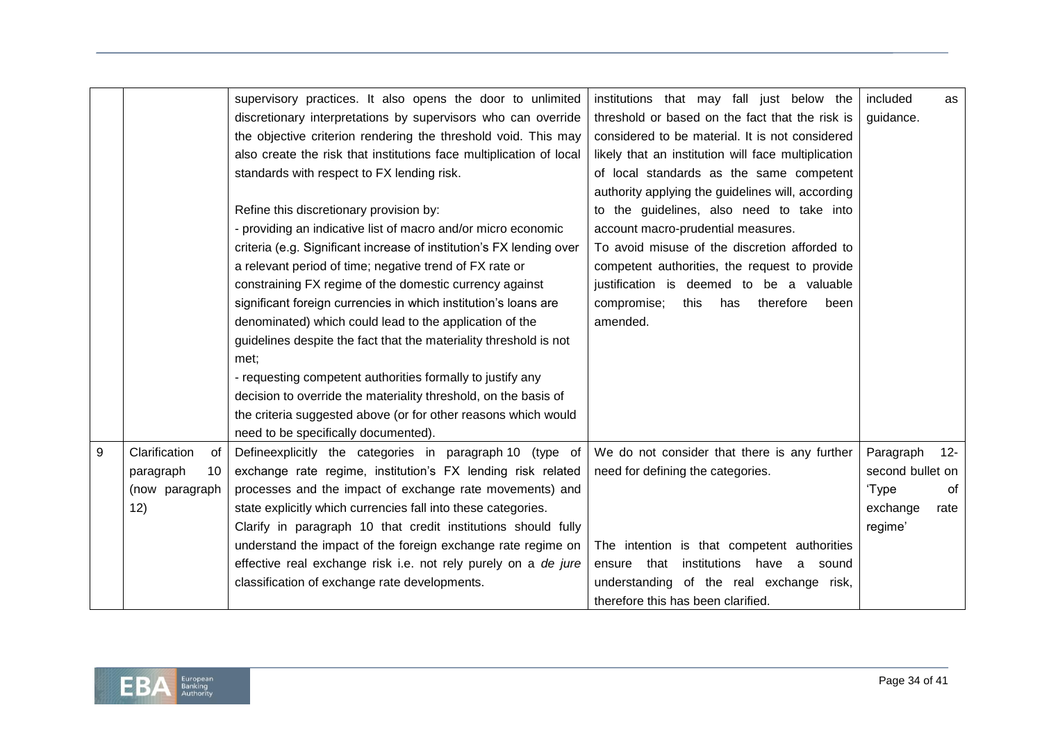| | | | | |
|---|---|---|---|---|
| | | supervisory practices. It also opens the door to unlimited discretionary interpretations by supervisors who can override the objective criterion rendering the threshold void. This may also create the risk that institutions face multiplication of local standards with respect to FX lending risk.<br><br>Refine this discretionary provision by:<br>- providing an indicative list of macro and/or micro economic criteria (e.g. Significant increase of institution's FX lending over a relevant period of time; negative trend of FX rate or constraining FX regime of the domestic currency against significant foreign currencies in which institution's loans are denominated) which could lead to the application of the guidelines despite the fact that the materiality threshold is not met;<br>- requesting competent authorities formally to justify any decision to override the materiality threshold, on the basis of the criteria suggested above (or for other reasons which would need to be specifically documented). | institutions that may fall just below the threshold or based on the fact that the risk is considered to be material. It is not considered likely that an institution will face multiplication of local standards as the same competent authority applying the guidelines will, according to the guidelines, also need to take into account macro-prudential measures.<br>To avoid misuse of the discretion afforded to competent authorities, the request to provide justification is deemed to be a valuable compromise; this has therefore been amended. | included as guidance. |
| 9 | Clarification of paragraph 10 (now paragraph 12) | Defineexplicitly the categories in paragraph 10 (type of exchange rate regime, institution's FX lending risk related processes and the impact of exchange rate movements) and state explicitly which currencies fall into these categories.<br>Clarify in paragraph 10 that credit institutions should fully understand the impact of the foreign exchange rate regime on effective real exchange risk i.e. not rely purely on a *de jure* classification of exchange rate developments. | We do not consider that there is any further need for defining the categories.<br><br>The intention is that competent authorities ensure that institutions have a sound understanding of the real exchange risk, therefore this has been clarified. | Paragraph 12- second bullet on 'Type of exchange rate regime' |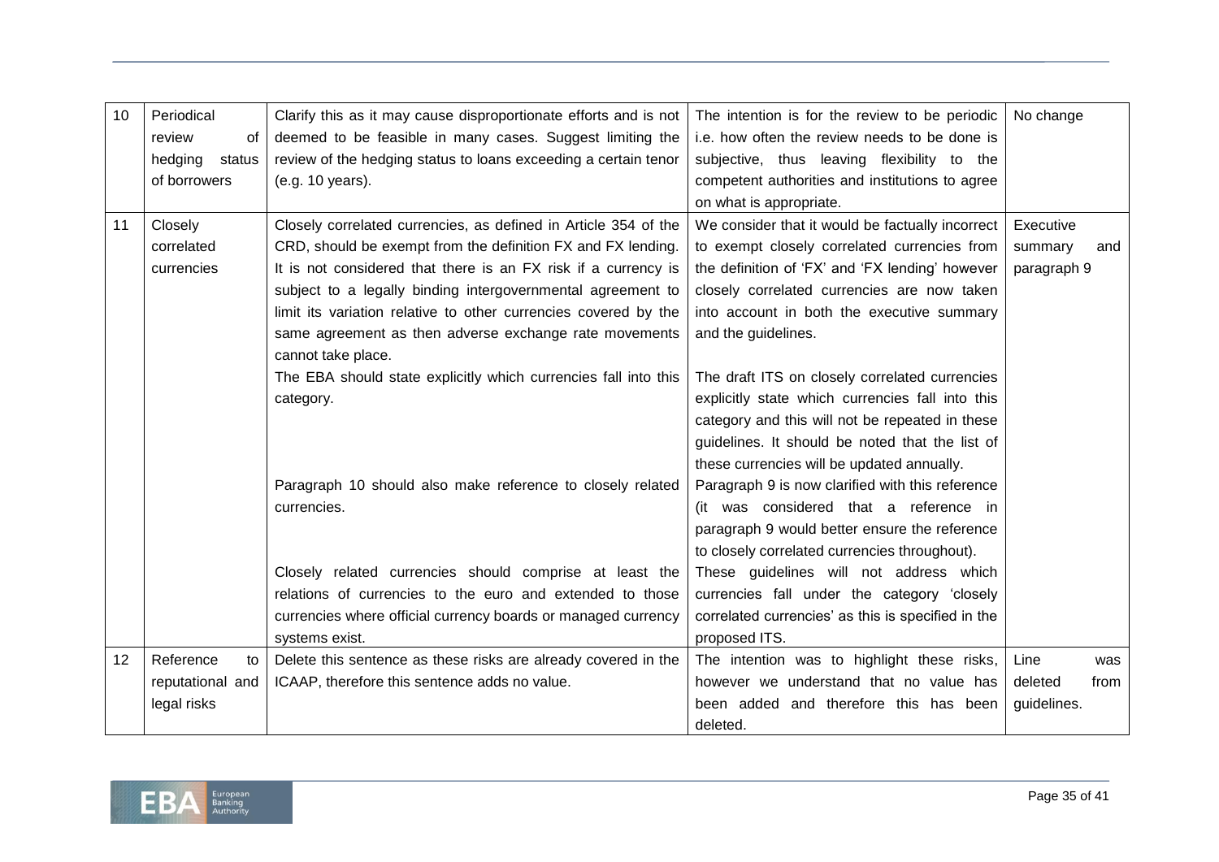| 10 | Periodical review of hedging status of borrowers | Clarify this as it may cause disproportionate efforts and is not deemed to be feasible in many cases. Suggest limiting the review of the hedging status to loans exceeding a certain tenor (e.g. 10 years). | The intention is for the review to be periodic i.e. how often the review needs to be done is subjective, thus leaving flexibility to the competent authorities and institutions to agree on what is appropriate. | No change |
|---|---|---|---|---|
| 11 | Closely correlated currencies | Closely correlated currencies, as defined in Article 354 of the CRD, should be exempt from the definition FX and FX lending. It is not considered that there is an FX risk if a currency is subject to a legally binding intergovernmental agreement to limit its variation relative to other currencies covered by the same agreement as then adverse exchange rate movements cannot take place.<br>The EBA should state explicitly which currencies fall into this category.<br><br>Paragraph 10 should also make reference to closely related currencies.<br><br>Closely related currencies should comprise at least the relations of currencies to the euro and extended to those currencies where official currency boards or managed currency systems exist. | We consider that it would be factually incorrect to exempt closely correlated currencies from the definition of 'FX' and 'FX lending' however closely correlated currencies are now taken into account in both the executive summary and the guidelines.<br><br>The draft ITS on closely correlated currencies explicitly state which currencies fall into this category and this will not be repeated in these guidelines. It should be noted that the list of these currencies will be updated annually.<br>Paragraph 9 is now clarified with this reference (it was considered that a reference in paragraph 9 would better ensure the reference to closely correlated currencies throughout).<br>These guidelines will not address which currencies fall under the category 'closely correlated currencies' as this is specified in the proposed ITS. | Executive summary and paragraph 9 |
| 12 | Reference to reputational and legal risks | Delete this sentence as these risks are already covered in the ICAAP, therefore this sentence adds no value. | The intention was to highlight these risks, however we understand that no value has been added and therefore this has been deleted. | Line was deleted from guidelines. |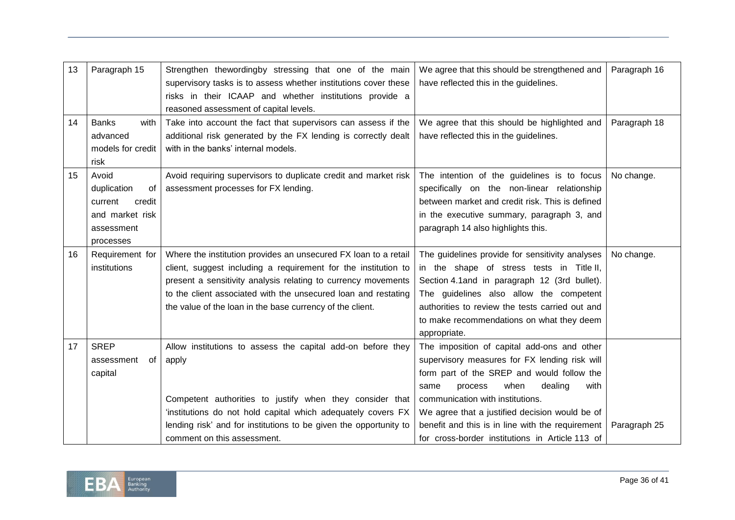| 13 | Paragraph 15 | Strengthen thewordingby stressing that one of the main supervisory tasks is to assess whether institutions cover these risks in their ICAAP and whether institutions provide a reasoned assessment of capital levels. | We agree that this should be strengthened and have reflected this in the guidelines. | Paragraph 16 |
|---|---|---|---|---|
| 14 | Banks with advanced models for credit risk | Take into account the fact that supervisors can assess if the additional risk generated by the FX lending is correctly dealt with in the banks' internal models. | We agree that this should be highlighted and have reflected this in the guidelines. | Paragraph 18 |
| 15 | Avoid duplication of current credit and market risk assessment processes | Avoid requiring supervisors to duplicate credit and market risk assessment processes for FX lending. | The intention of the guidelines is to focus specifically on the non-linear relationship between market and credit risk. This is defined in the executive summary, paragraph 3, and paragraph 14 also highlights this. | No change. |
| 16 | Requirement for institutions | Where the institution provides an unsecured FX loan to a retail client, suggest including a requirement for the institution to present a sensitivity analysis relating to currency movements to the client associated with the unsecured loan and restating the value of the loan in the base currency of the client. | The guidelines provide for sensitivity analyses in the shape of stress tests in Title II, Section 4.1and in paragraph 12 (3rd bullet). The guidelines also allow the competent authorities to review the tests carried out and to make recommendations on what they deem appropriate. | No change. |
| 17 | SREP assessment of capital | Allow institutions to assess the capital add-on before they apply<br><br>Competent authorities to justify when they consider that 'institutions do not hold capital which adequately covers FX lending risk' and for institutions to be given the opportunity to comment on this assessment. | The imposition of capital add-ons and other supervisory measures for FX lending risk will form part of the SREP and would follow the same process when dealing with communication with institutions.<br>We agree that a justified decision would be of benefit and this is in line with the requirement for cross-border institutions in Article 113 of | <br><br><br><br><br>Paragraph 25 |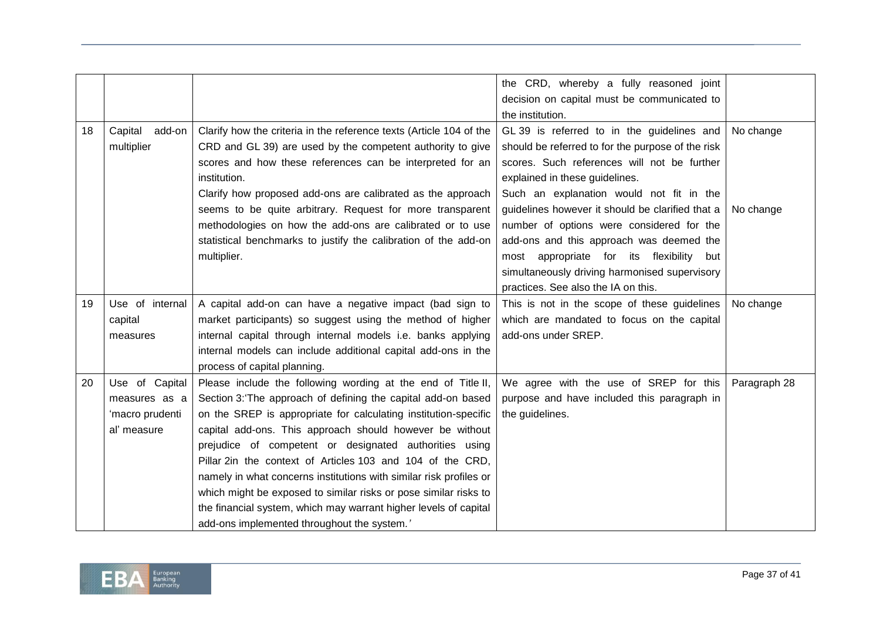| | | | the CRD, whereby a fully reasoned joint decision on capital must be communicated to the institution. | |
|---|---|---|---|---|
| 18 | Capital add-on multiplier | Clarify how the criteria in the reference texts (Article 104 of the CRD and GL 39) are used by the competent authority to give scores and how these references can be interpreted for an institution.<br>Clarify how proposed add-ons are calibrated as the approach seems to be quite arbitrary. Request for more transparent methodologies on how the add-ons are calibrated or to use statistical benchmarks to justify the calibration of the add-on multiplier. | GL 39 is referred to in the guidelines and should be referred to for the purpose of the risk scores. Such references will not be further explained in these guidelines.<br>Such an explanation would not fit in the guidelines however it should be clarified that a number of options were considered for the add-ons and this approach was deemed the most appropriate for its flexibility but simultaneously driving harmonised supervisory practices. See also the IA on this. | No change<br>No change |
| 19 | Use of internal capital measures | A capital add-on can have a negative impact (bad sign to market participants) so suggest using the method of higher internal capital through internal models i.e. banks applying internal models can include additional capital add-ons in the process of capital planning. | This is not in the scope of these guidelines which are mandated to focus on the capital add-ons under SREP. | No change |
| 20 | Use of Capital measures as a 'macro prudenti al' measure | Please include the following wording at the end of Title II, Section 3:'The approach of defining the capital add-on based on the SREP is appropriate for calculating institution-specific capital add-ons. This approach should however be without prejudice of competent or designated authorities using Pillar 2in the context of Articles 103 and 104 of the CRD, namely in what concerns institutions with similar risk profiles or which might be exposed to similar risks or pose similar risks to the financial system, which may warrant higher levels of capital add-ons implemented throughout the system.' | We agree with the use of SREP for this purpose and have included this paragraph in the guidelines. | Paragraph 28 |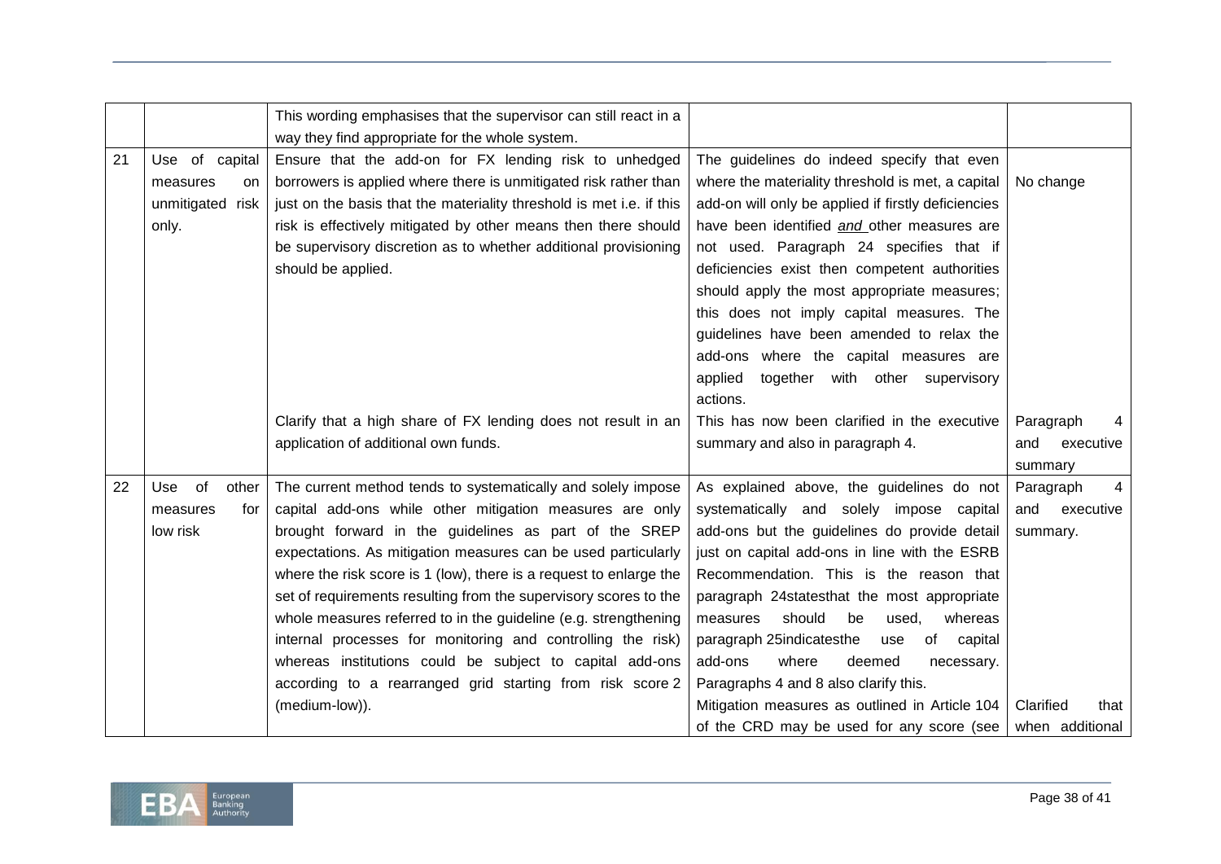|  |  | This wording emphasises that the supervisor can still react in a way they find appropriate for the whole system. |  |  |
|---|---|---|---|---|
| 21 | Use of capital measures on unmitigated risk only. | Ensure that the add-on for FX lending risk to unhedged borrowers is applied where there is unmitigated risk rather than just on the basis that the materiality threshold is met i.e. if this risk is effectively mitigated by other means then there should be supervisory discretion as to whether additional provisioning should be applied. | The guidelines do indeed specify that even where the materiality threshold is met, a capital add-on will only be applied if firstly deficiencies have been identified *and* other measures are not used. Paragraph 24 specifies that if deficiencies exist then competent authorities should apply the most appropriate measures; this does not imply capital measures. The guidelines have been amended to relax the add-ons where the capital measures are applied together with other supervisory actions. | No change |
|  |  | Clarify that a high share of FX lending does not result in an application of additional own funds. | This has now been clarified in the executive summary and also in paragraph 4. | Paragraph 4 and executive summary |
| 22 | Use of other measures for low risk | The current method tends to systematically and solely impose capital add-ons while other mitigation measures are only brought forward in the guidelines as part of the SREP expectations. As mitigation measures can be used particularly where the risk score is 1 (low), there is a request to enlarge the set of requirements resulting from the supervisory scores to the whole measures referred to in the guideline (e.g. strengthening internal processes for monitoring and controlling the risk) whereas institutions could be subject to capital add-ons according to a rearranged grid starting from risk score 2 (medium-low)). | As explained above, the guidelines do not systematically and solely impose capital add-ons but the guidelines do provide detail just on capital add-ons in line with the ESRB Recommendation. This is the reason that paragraph 24statesthat the most appropriate measures should be used, whereas paragraph 25indicatesthe use of capital add-ons where deemed necessary. Paragraphs 4 and 8 also clarify this. | Paragraph 4 and executive summary. |
|  |  |  | Mitigation measures as outlined in Article 104 of the CRD may be used for any score (see | Clarified that when additional |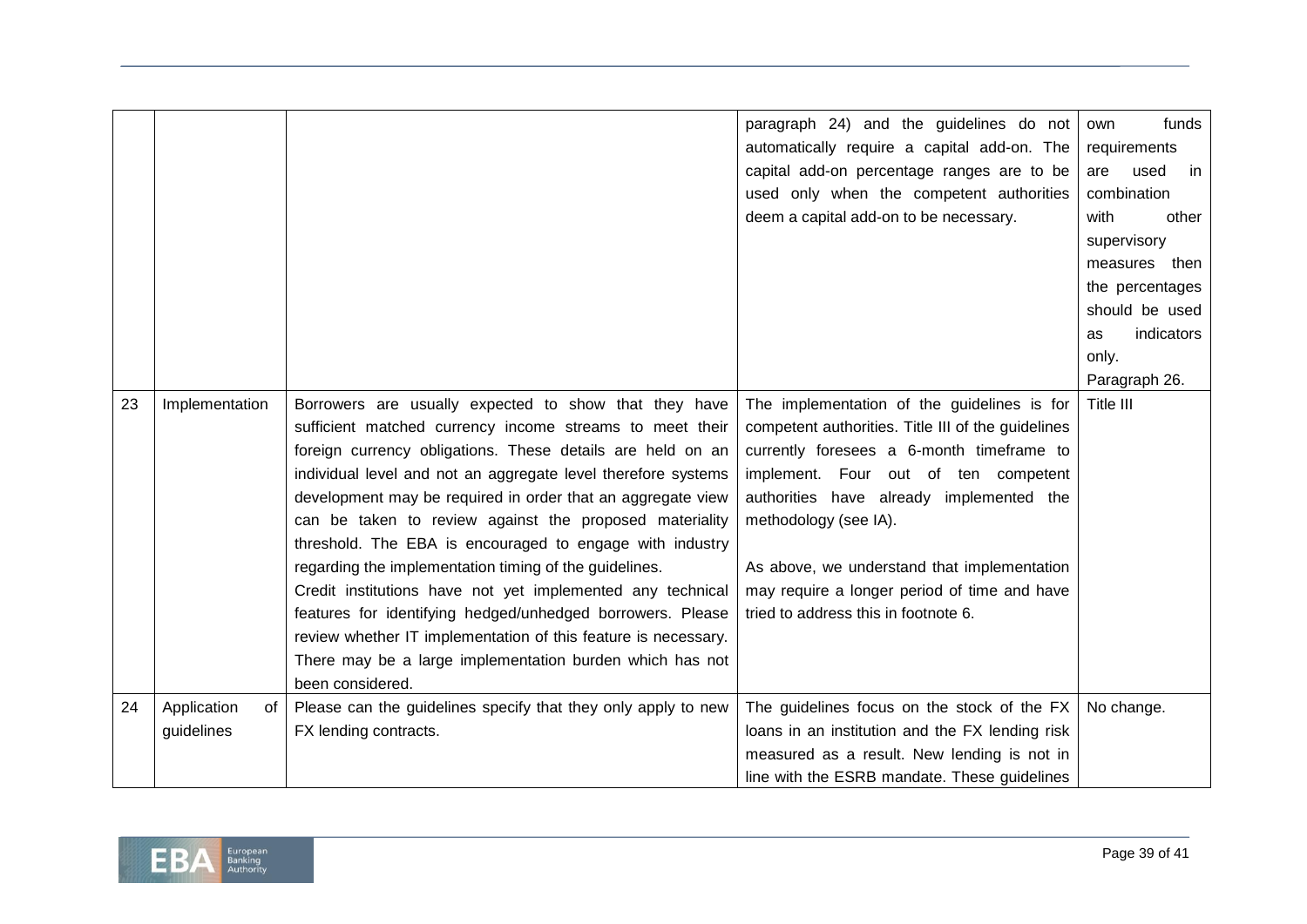| | | | paragraph 24) and the guidelines do not automatically require a capital add-on. The capital add-on percentage ranges are to be used only when the competent authorities deem a capital add-on to be necessary. | own funds requirements are used in combination with other supervisory measures then the percentages should be used as indicators only. Paragraph 26. |
|---|---|---|---|---|
| 23 | Implementation | Borrowers are usually expected to show that they have sufficient matched currency income streams to meet their foreign currency obligations. These details are held on an individual level and not an aggregate level therefore systems development may be required in order that an aggregate view can be taken to review against the proposed materiality threshold. The EBA is encouraged to engage with industry regarding the implementation timing of the guidelines.<br>Credit institutions have not yet implemented any technical features for identifying hedged/unhedged borrowers. Please review whether IT implementation of this feature is necessary. There may be a large implementation burden which has not been considered. | The implementation of the guidelines is for competent authorities. Title III of the guidelines currently foresees a 6-month timeframe to implement. Four out of ten competent authorities have already implemented the methodology (see IA).<br><br>As above, we understand that implementation may require a longer period of time and have tried to address this in footnote 6. | Title III |
| 24 | Application of guidelines | Please can the guidelines specify that they only apply to new FX lending contracts. | The guidelines focus on the stock of the FX loans in an institution and the FX lending risk measured as a result. New lending is not in line with the ESRB mandate. These guidelines | No change. |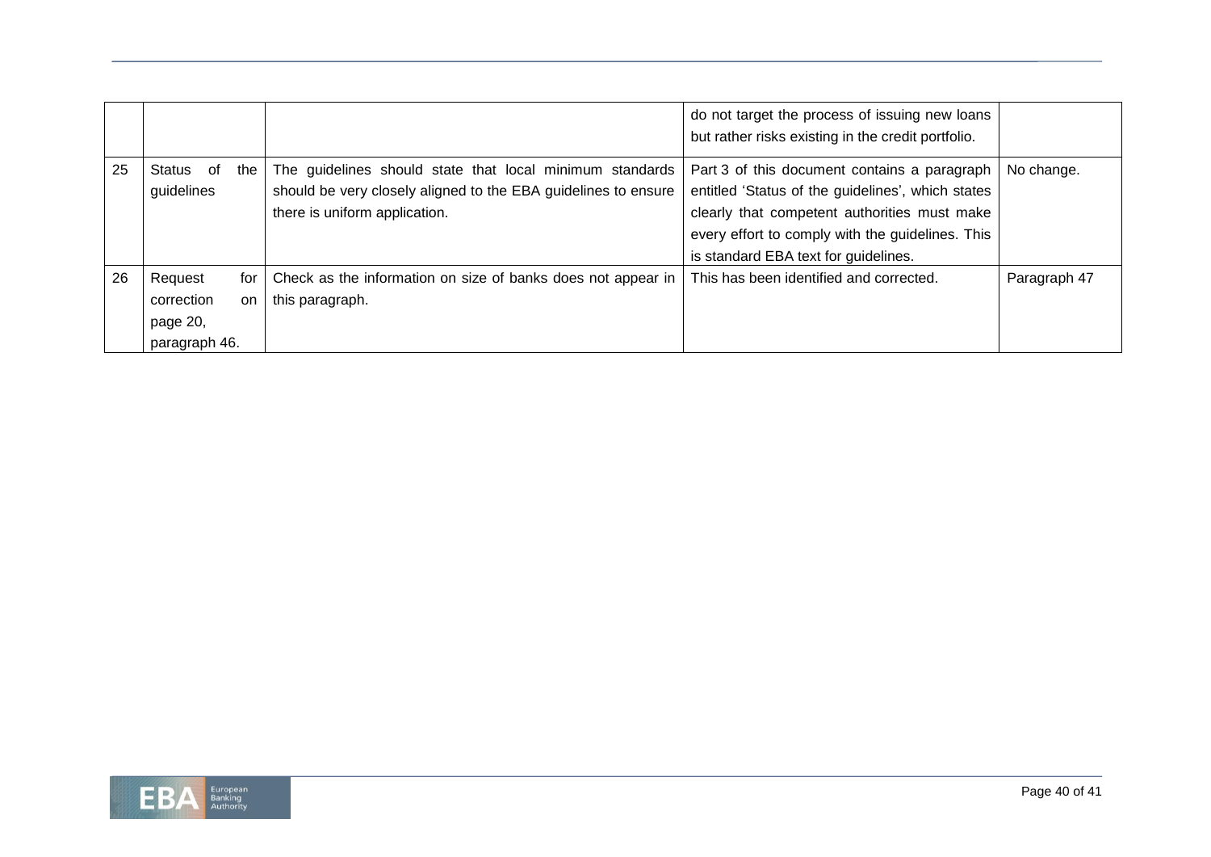|  |  |  | do not target the process of issuing new loans but rather risks existing in the credit portfolio. |  |
|---|---|---|---|---|
| 25 | Status of the guidelines | The guidelines should state that local minimum standards should be very closely aligned to the EBA guidelines to ensure there is uniform application. | Part 3 of this document contains a paragraph entitled 'Status of the guidelines', which states clearly that competent authorities must make every effort to comply with the guidelines. This is standard EBA text for guidelines. | No change. |
| 26 | Request for correction on page 20, paragraph 46. | Check as the information on size of banks does not appear in this paragraph. | This has been identified and corrected. | Paragraph 47 |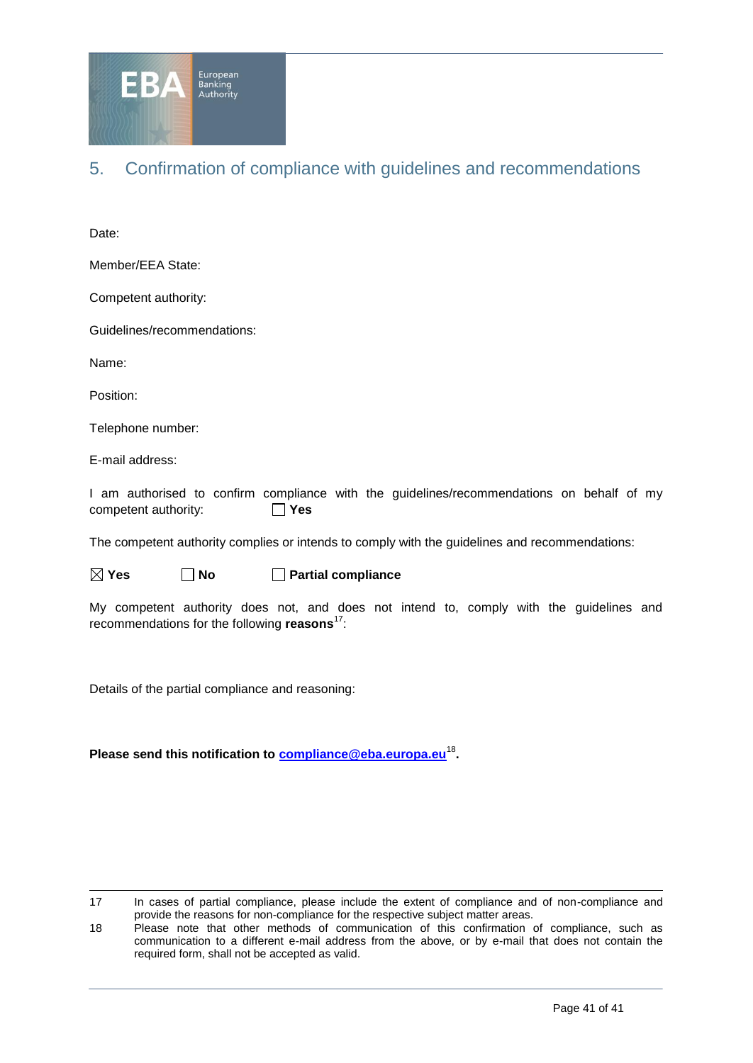## 5. Confirmation of compliance with guidelines and recommendations

Date:

Member/EEA State:

Competent authority:

Guidelines/recommendations:

Name:

Position:

Telephone number:

E-mail address:

I am authorised to confirm compliance with the guidelines/recommendations on behalf of my competent authority: ☐ **Yes**

The competent authority complies or intends to comply with the guidelines and recommendations:

☒ **Yes** ☐ **No** ☐ **Partial compliance**

My competent authority does not, and does not intend to, comply with the guidelines and recommendations for the following **reasons**[17]:

Details of the partial compliance and reasoning:

**Please send this notification to [compliance@eba.europa.eu](mailto:compliance@eba.europa.eu)[18].**

---

17 In cases of partial compliance, please include the extent of compliance and of non-compliance and provide the reasons for non-compliance for the respective subject matter areas.

18 Please note that other methods of communication of this confirmation of compliance, such as communication to a different e-mail address from the above, or by e-mail that does not contain the required form, shall not be accepted as valid.